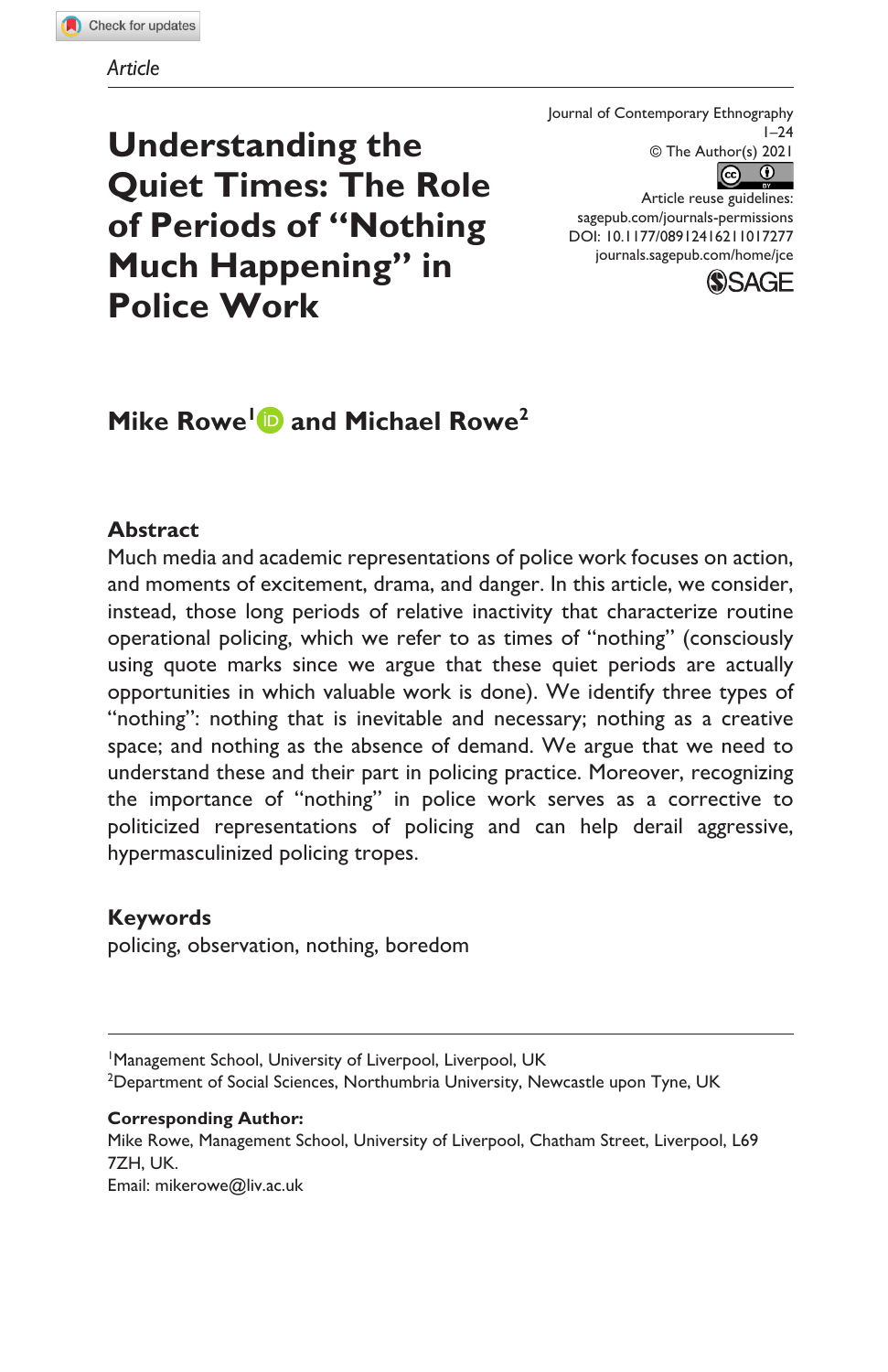Article

Journal of Contemporary Ethnography
© The Author(s) 2021
Article reuse guidelines:
sagepub.com/journals-permissions
DOI: 10.1177/08912416211017277
journals.sagepub.com/home/jce

# Understanding the Quiet Times: The Role of Periods of "Nothing Much Happening" in Police Work

**Mike Rowe[1] and Michael Rowe[2]**

## Abstract

Much media and academic representations of police work focuses on action, and moments of excitement, drama, and danger. In this article, we consider, instead, those long periods of relative inactivity that characterize routine operational policing, which we refer to as times of "nothing" (consciously using quote marks since we argue that these quiet periods are actually opportunities in which valuable work is done). We identify three types of "nothing": nothing that is inevitable and necessary; nothing as a creative space; and nothing as the absence of demand. We argue that we need to understand these and their part in policing practice. Moreover, recognizing the importance of "nothing" in police work serves as a corrective to politicized representations of policing and can help derail aggressive, hypermasculinized policing tropes.

## Keywords

policing, observation, nothing, boredom

[1]Management School, University of Liverpool, Liverpool, UK
[2]Department of Social Sciences, Northumbria University, Newcastle upon Tyne, UK

**Corresponding Author:**
Mike Rowe, Management School, University of Liverpool, Chatham Street, Liverpool, L69 7ZH, UK.
Email: mikerowe@liv.ac.uk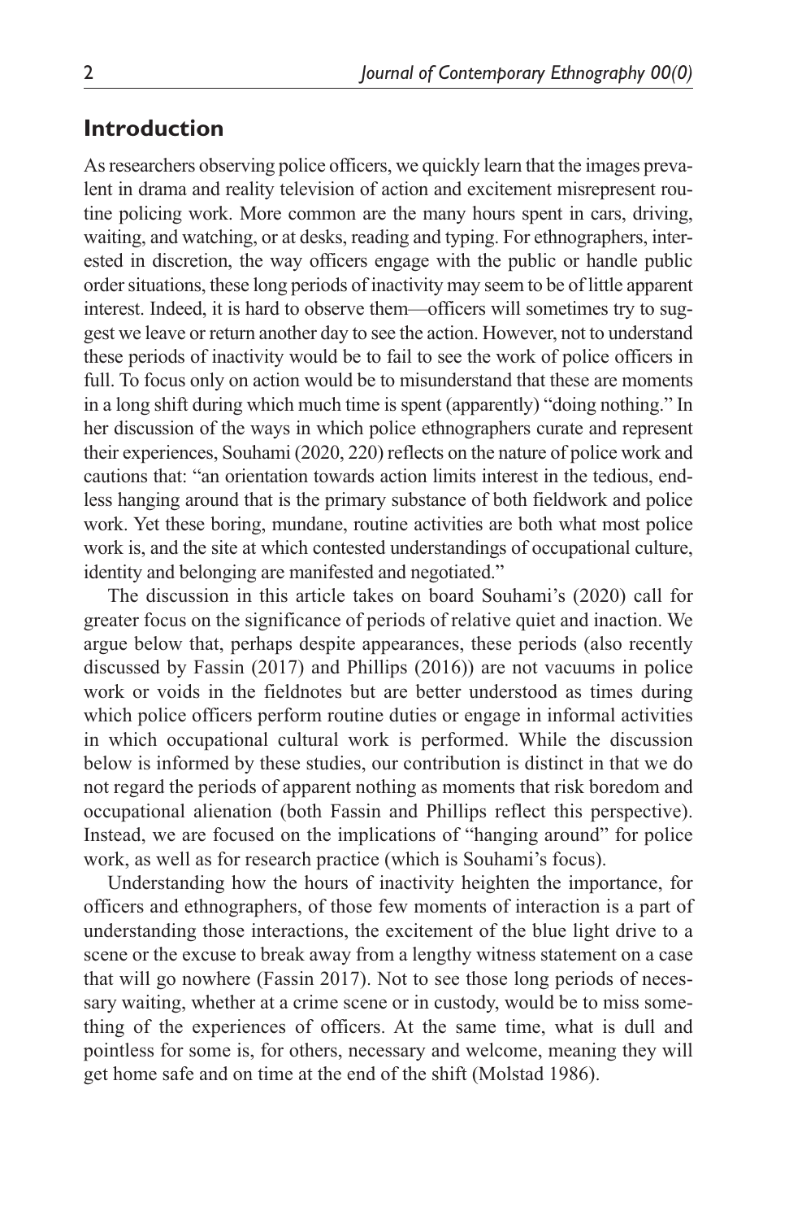## Introduction

As researchers observing police officers, we quickly learn that the images prevalent in drama and reality television of action and excitement misrepresent routine policing work. More common are the many hours spent in cars, driving, waiting, and watching, or at desks, reading and typing. For ethnographers, interested in discretion, the way officers engage with the public or handle public order situations, these long periods of inactivity may seem to be of little apparent interest. Indeed, it is hard to observe them—officers will sometimes try to suggest we leave or return another day to see the action. However, not to understand these periods of inactivity would be to fail to see the work of police officers in full. To focus only on action would be to misunderstand that these are moments in a long shift during which much time is spent (apparently) "doing nothing." In her discussion of the ways in which police ethnographers curate and represent their experiences, Souhami (2020, 220) reflects on the nature of police work and cautions that: "an orientation towards action limits interest in the tedious, endless hanging around that is the primary substance of both fieldwork and police work. Yet these boring, mundane, routine activities are both what most police work is, and the site at which contested understandings of occupational culture, identity and belonging are manifested and negotiated."

The discussion in this article takes on board Souhami's (2020) call for greater focus on the significance of periods of relative quiet and inaction. We argue below that, perhaps despite appearances, these periods (also recently discussed by Fassin (2017) and Phillips (2016)) are not vacuums in police work or voids in the fieldnotes but are better understood as times during which police officers perform routine duties or engage in informal activities in which occupational cultural work is performed. While the discussion below is informed by these studies, our contribution is distinct in that we do not regard the periods of apparent nothing as moments that risk boredom and occupational alienation (both Fassin and Phillips reflect this perspective). Instead, we are focused on the implications of "hanging around" for police work, as well as for research practice (which is Souhami's focus).

Understanding how the hours of inactivity heighten the importance, for officers and ethnographers, of those few moments of interaction is a part of understanding those interactions, the excitement of the blue light drive to a scene or the excuse to break away from a lengthy witness statement on a case that will go nowhere (Fassin 2017). Not to see those long periods of necessary waiting, whether at a crime scene or in custody, would be to miss something of the experiences of officers. At the same time, what is dull and pointless for some is, for others, necessary and welcome, meaning they will get home safe and on time at the end of the shift (Molstad 1986).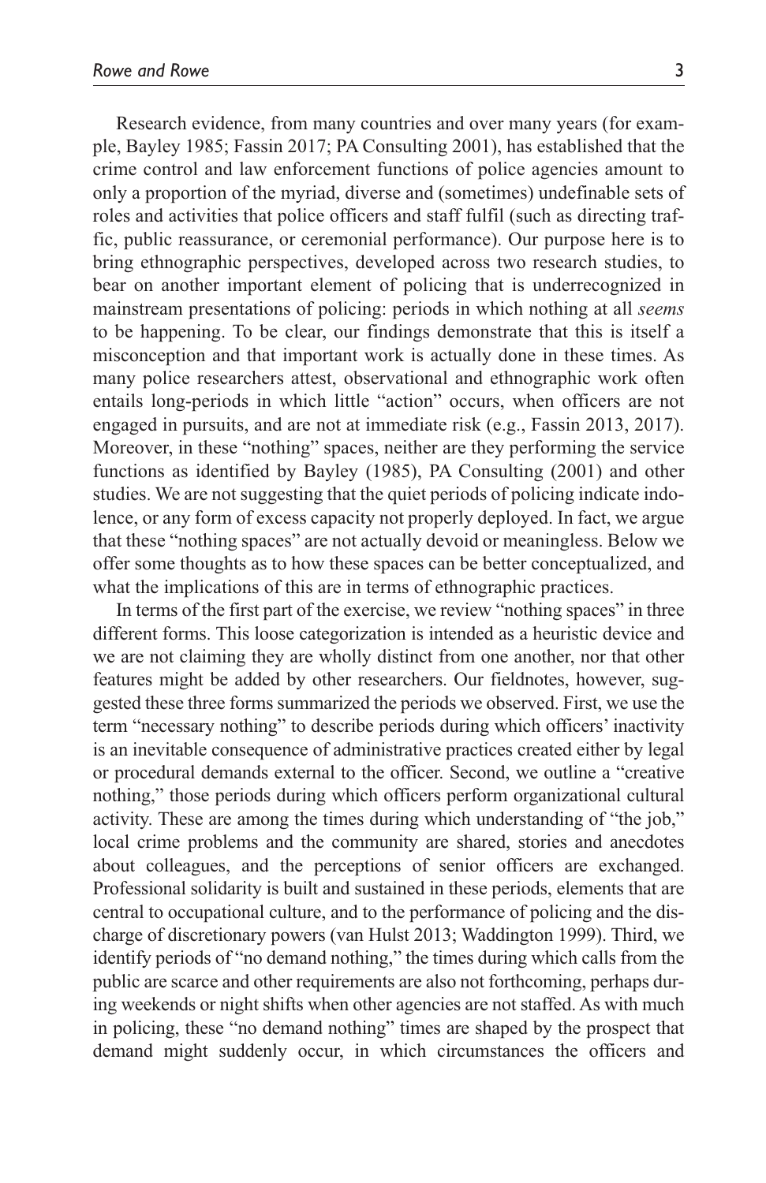Research evidence, from many countries and over many years (for example, Bayley 1985; Fassin 2017; PA Consulting 2001), has established that the crime control and law enforcement functions of police agencies amount to only a proportion of the myriad, diverse and (sometimes) undefinable sets of roles and activities that police officers and staff fulfil (such as directing traffic, public reassurance, or ceremonial performance). Our purpose here is to bring ethnographic perspectives, developed across two research studies, to bear on another important element of policing that is underrecognized in mainstream presentations of policing: periods in which nothing at all *seems* to be happening. To be clear, our findings demonstrate that this is itself a misconception and that important work is actually done in these times. As many police researchers attest, observational and ethnographic work often entails long-periods in which little "action" occurs, when officers are not engaged in pursuits, and are not at immediate risk (e.g., Fassin 2013, 2017). Moreover, in these "nothing" spaces, neither are they performing the service functions as identified by Bayley (1985), PA Consulting (2001) and other studies. We are not suggesting that the quiet periods of policing indicate indolence, or any form of excess capacity not properly deployed. In fact, we argue that these "nothing spaces" are not actually devoid or meaningless. Below we offer some thoughts as to how these spaces can be better conceptualized, and what the implications of this are in terms of ethnographic practices.

In terms of the first part of the exercise, we review "nothing spaces" in three different forms. This loose categorization is intended as a heuristic device and we are not claiming they are wholly distinct from one another, nor that other features might be added by other researchers. Our fieldnotes, however, suggested these three forms summarized the periods we observed. First, we use the term "necessary nothing" to describe periods during which officers' inactivity is an inevitable consequence of administrative practices created either by legal or procedural demands external to the officer. Second, we outline a "creative nothing," those periods during which officers perform organizational cultural activity. These are among the times during which understanding of "the job," local crime problems and the community are shared, stories and anecdotes about colleagues, and the perceptions of senior officers are exchanged. Professional solidarity is built and sustained in these periods, elements that are central to occupational culture, and to the performance of policing and the discharge of discretionary powers (van Hulst 2013; Waddington 1999). Third, we identify periods of "no demand nothing," the times during which calls from the public are scarce and other requirements are also not forthcoming, perhaps during weekends or night shifts when other agencies are not staffed. As with much in policing, these "no demand nothing" times are shaped by the prospect that demand might suddenly occur, in which circumstances the officers and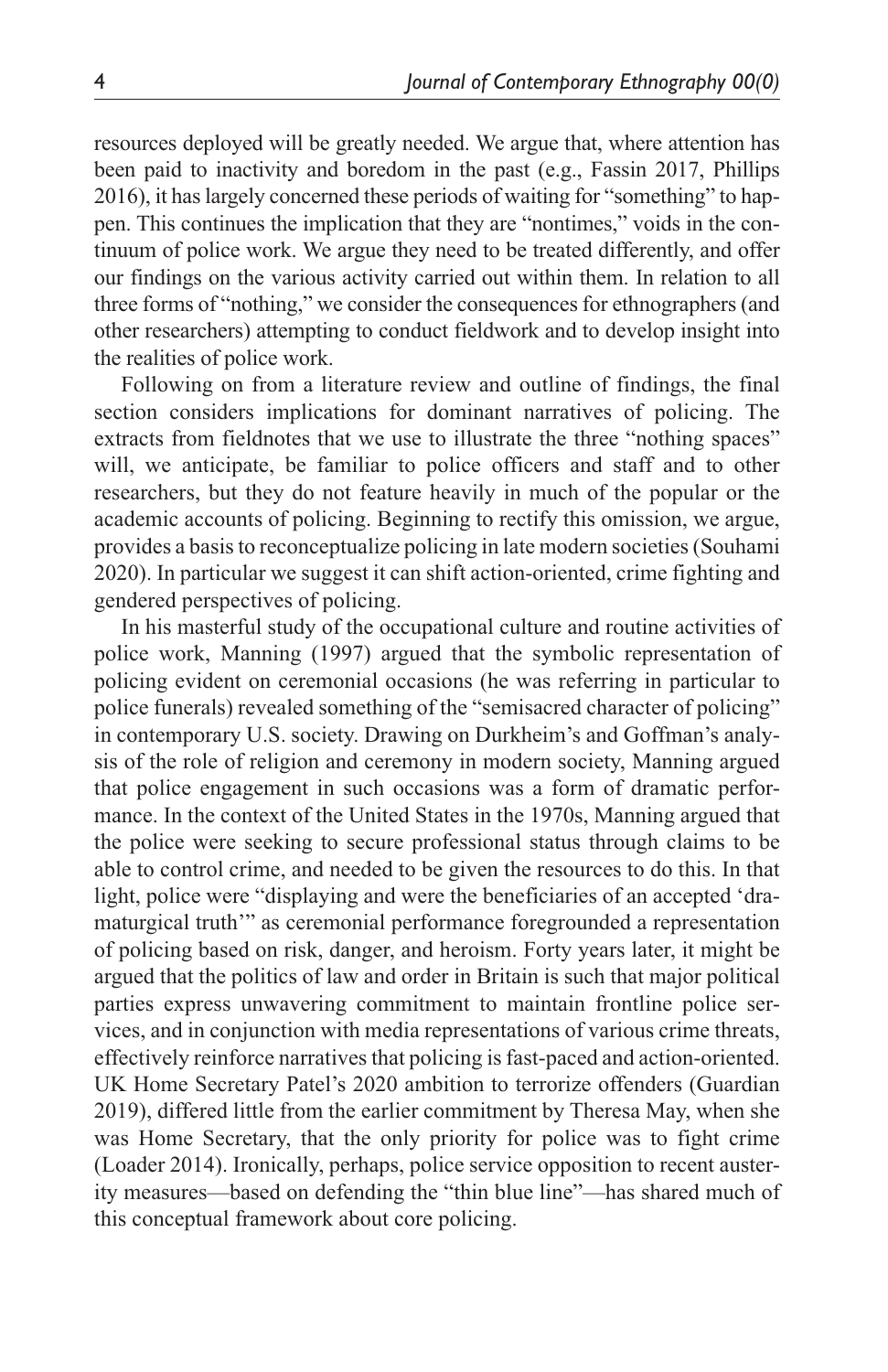resources deployed will be greatly needed. We argue that, where attention has been paid to inactivity and boredom in the past (e.g., Fassin 2017, Phillips 2016), it has largely concerned these periods of waiting for "something" to happen. This continues the implication that they are "nontimes," voids in the continuum of police work. We argue they need to be treated differently, and offer our findings on the various activity carried out within them. In relation to all three forms of "nothing," we consider the consequences for ethnographers (and other researchers) attempting to conduct fieldwork and to develop insight into the realities of police work.

Following on from a literature review and outline of findings, the final section considers implications for dominant narratives of policing. The extracts from fieldnotes that we use to illustrate the three "nothing spaces" will, we anticipate, be familiar to police officers and staff and to other researchers, but they do not feature heavily in much of the popular or the academic accounts of policing. Beginning to rectify this omission, we argue, provides a basis to reconceptualize policing in late modern societies (Souhami 2020). In particular we suggest it can shift action-oriented, crime fighting and gendered perspectives of policing.

In his masterful study of the occupational culture and routine activities of police work, Manning (1997) argued that the symbolic representation of policing evident on ceremonial occasions (he was referring in particular to police funerals) revealed something of the "semisacred character of policing" in contemporary U.S. society. Drawing on Durkheim's and Goffman's analysis of the role of religion and ceremony in modern society, Manning argued that police engagement in such occasions was a form of dramatic performance. In the context of the United States in the 1970s, Manning argued that the police were seeking to secure professional status through claims to be able to control crime, and needed to be given the resources to do this. In that light, police were "displaying and were the beneficiaries of an accepted 'dramaturgical truth'" as ceremonial performance foregrounded a representation of policing based on risk, danger, and heroism. Forty years later, it might be argued that the politics of law and order in Britain is such that major political parties express unwavering commitment to maintain frontline police services, and in conjunction with media representations of various crime threats, effectively reinforce narratives that policing is fast-paced and action-oriented. UK Home Secretary Patel's 2020 ambition to terrorize offenders (Guardian 2019), differed little from the earlier commitment by Theresa May, when she was Home Secretary, that the only priority for police was to fight crime (Loader 2014). Ironically, perhaps, police service opposition to recent austerity measures—based on defending the "thin blue line"—has shared much of this conceptual framework about core policing.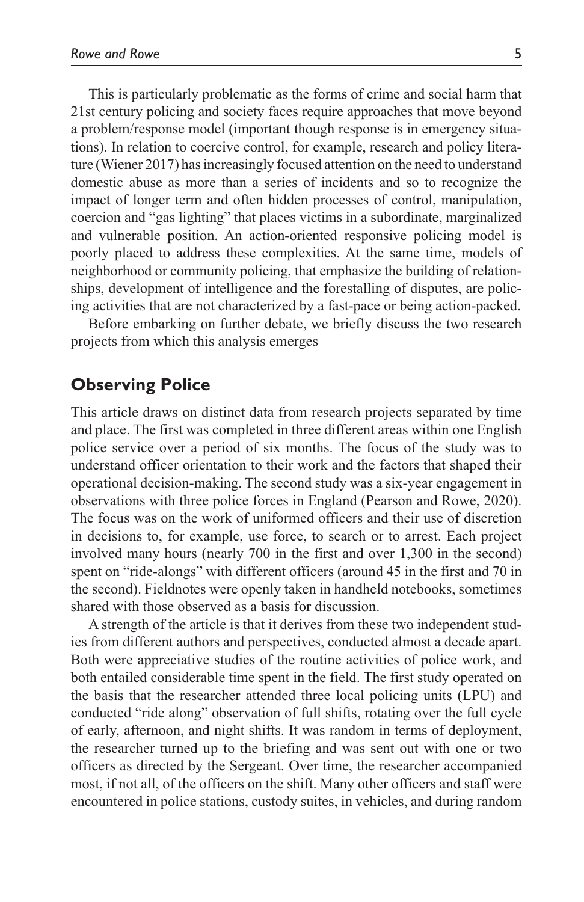This is particularly problematic as the forms of crime and social harm that 21st century policing and society faces require approaches that move beyond a problem/response model (important though response is in emergency situations). In relation to coercive control, for example, research and policy literature (Wiener 2017) has increasingly focused attention on the need to understand domestic abuse as more than a series of incidents and so to recognize the impact of longer term and often hidden processes of control, manipulation, coercion and "gas lighting" that places victims in a subordinate, marginalized and vulnerable position. An action-oriented responsive policing model is poorly placed to address these complexities. At the same time, models of neighborhood or community policing, that emphasize the building of relationships, development of intelligence and the forestalling of disputes, are policing activities that are not characterized by a fast-pace or being action-packed.

Before embarking on further debate, we briefly discuss the two research projects from which this analysis emerges

## Observing Police

This article draws on distinct data from research projects separated by time and place. The first was completed in three different areas within one English police service over a period of six months. The focus of the study was to understand officer orientation to their work and the factors that shaped their operational decision-making. The second study was a six-year engagement in observations with three police forces in England (Pearson and Rowe, 2020). The focus was on the work of uniformed officers and their use of discretion in decisions to, for example, use force, to search or to arrest. Each project involved many hours (nearly 700 in the first and over 1,300 in the second) spent on "ride-alongs" with different officers (around 45 in the first and 70 in the second). Fieldnotes were openly taken in handheld notebooks, sometimes shared with those observed as a basis for discussion.

A strength of the article is that it derives from these two independent studies from different authors and perspectives, conducted almost a decade apart. Both were appreciative studies of the routine activities of police work, and both entailed considerable time spent in the field. The first study operated on the basis that the researcher attended three local policing units (LPU) and conducted "ride along" observation of full shifts, rotating over the full cycle of early, afternoon, and night shifts. It was random in terms of deployment, the researcher turned up to the briefing and was sent out with one or two officers as directed by the Sergeant. Over time, the researcher accompanied most, if not all, of the officers on the shift. Many other officers and staff were encountered in police stations, custody suites, in vehicles, and during random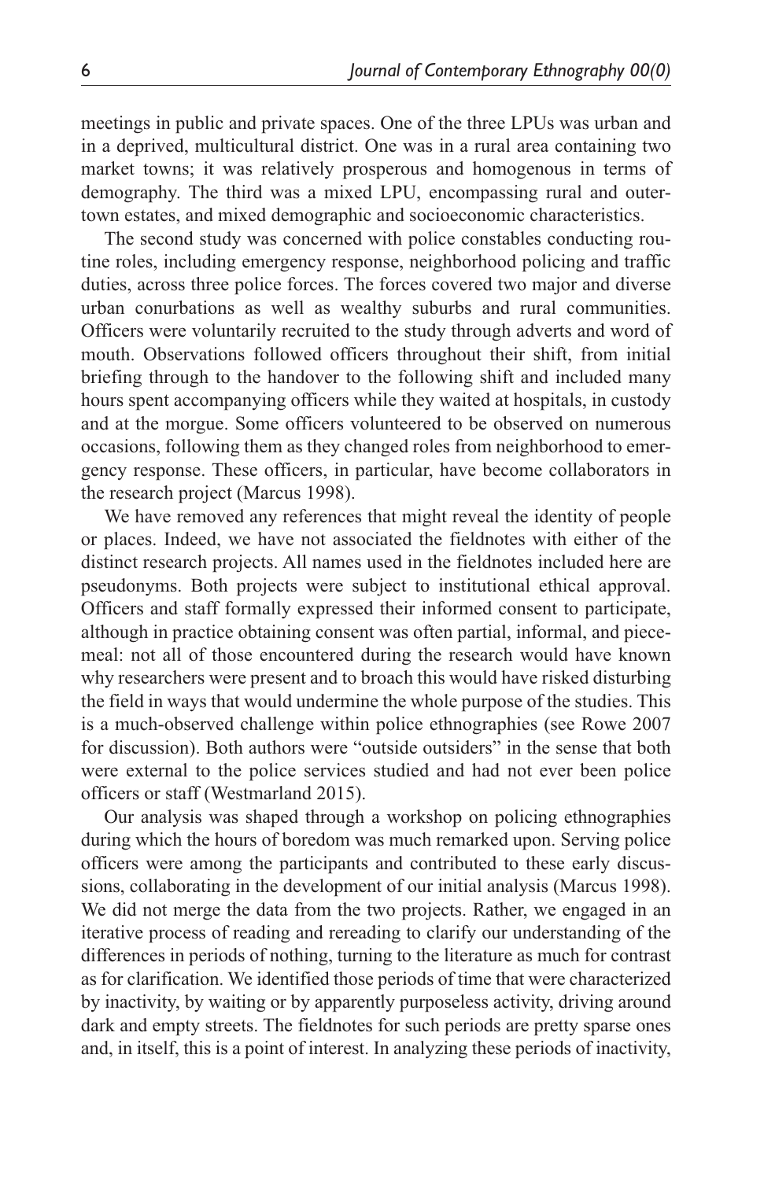meetings in public and private spaces. One of the three LPUs was urban and in a deprived, multicultural district. One was in a rural area containing two market towns; it was relatively prosperous and homogenous in terms of demography. The third was a mixed LPU, encompassing rural and outer-town estates, and mixed demographic and socioeconomic characteristics.

The second study was concerned with police constables conducting routine roles, including emergency response, neighborhood policing and traffic duties, across three police forces. The forces covered two major and diverse urban conurbations as well as wealthy suburbs and rural communities. Officers were voluntarily recruited to the study through adverts and word of mouth. Observations followed officers throughout their shift, from initial briefing through to the handover to the following shift and included many hours spent accompanying officers while they waited at hospitals, in custody and at the morgue. Some officers volunteered to be observed on numerous occasions, following them as they changed roles from neighborhood to emergency response. These officers, in particular, have become collaborators in the research project (Marcus 1998).

We have removed any references that might reveal the identity of people or places. Indeed, we have not associated the fieldnotes with either of the distinct research projects. All names used in the fieldnotes included here are pseudonyms. Both projects were subject to institutional ethical approval. Officers and staff formally expressed their informed consent to participate, although in practice obtaining consent was often partial, informal, and piecemeal: not all of those encountered during the research would have known why researchers were present and to broach this would have risked disturbing the field in ways that would undermine the whole purpose of the studies. This is a much-observed challenge within police ethnographies (see Rowe 2007 for discussion). Both authors were "outside outsiders" in the sense that both were external to the police services studied and had not ever been police officers or staff (Westmarland 2015).

Our analysis was shaped through a workshop on policing ethnographies during which the hours of boredom was much remarked upon. Serving police officers were among the participants and contributed to these early discussions, collaborating in the development of our initial analysis (Marcus 1998). We did not merge the data from the two projects. Rather, we engaged in an iterative process of reading and rereading to clarify our understanding of the differences in periods of nothing, turning to the literature as much for contrast as for clarification. We identified those periods of time that were characterized by inactivity, by waiting or by apparently purposeless activity, driving around dark and empty streets. The fieldnotes for such periods are pretty sparse ones and, in itself, this is a point of interest. In analyzing these periods of inactivity,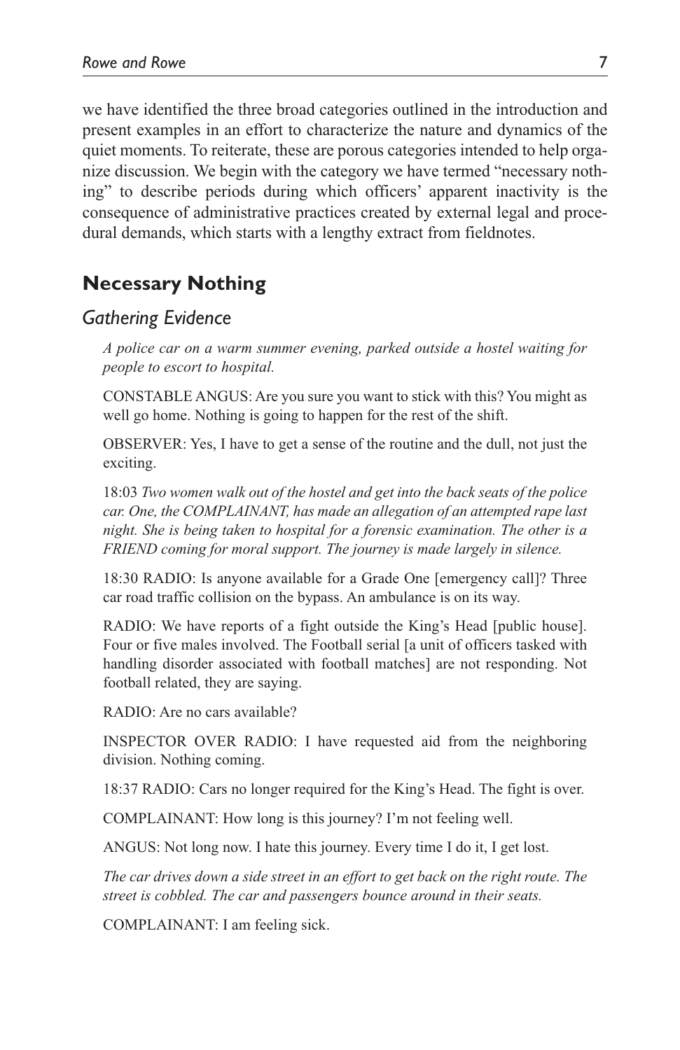we have identified the three broad categories outlined in the introduction and present examples in an effort to characterize the nature and dynamics of the quiet moments. To reiterate, these are porous categories intended to help organize discussion. We begin with the category we have termed "necessary nothing" to describe periods during which officers' apparent inactivity is the consequence of administrative practices created by external legal and procedural demands, which starts with a lengthy extract from fieldnotes.

## Necessary Nothing

### Gathering Evidence

> *A police car on a warm summer evening, parked outside a hostel waiting for people to escort to hospital.*
>
> CONSTABLE ANGUS: Are you sure you want to stick with this? You might as well go home. Nothing is going to happen for the rest of the shift.
>
> OBSERVER: Yes, I have to get a sense of the routine and the dull, not just the exciting.
>
> 18:03 *Two women walk out of the hostel and get into the back seats of the police car. One, the COMPLAINANT, has made an allegation of an attempted rape last night. She is being taken to hospital for a forensic examination. The other is a FRIEND coming for moral support. The journey is made largely in silence.*
>
> 18:30 RADIO: Is anyone available for a Grade One [emergency call]? Three car road traffic collision on the bypass. An ambulance is on its way.
>
> RADIO: We have reports of a fight outside the King's Head [public house]. Four or five males involved. The Football serial [a unit of officers tasked with handling disorder associated with football matches] are not responding. Not football related, they are saying.
>
> RADIO: Are no cars available?
>
> INSPECTOR OVER RADIO: I have requested aid from the neighboring division. Nothing coming.
>
> 18:37 RADIO: Cars no longer required for the King's Head. The fight is over.
>
> COMPLAINANT: How long is this journey? I'm not feeling well.
>
> ANGUS: Not long now. I hate this journey. Every time I do it, I get lost.
>
> *The car drives down a side street in an effort to get back on the right route. The street is cobbled. The car and passengers bounce around in their seats.*
>
> COMPLAINANT: I am feeling sick.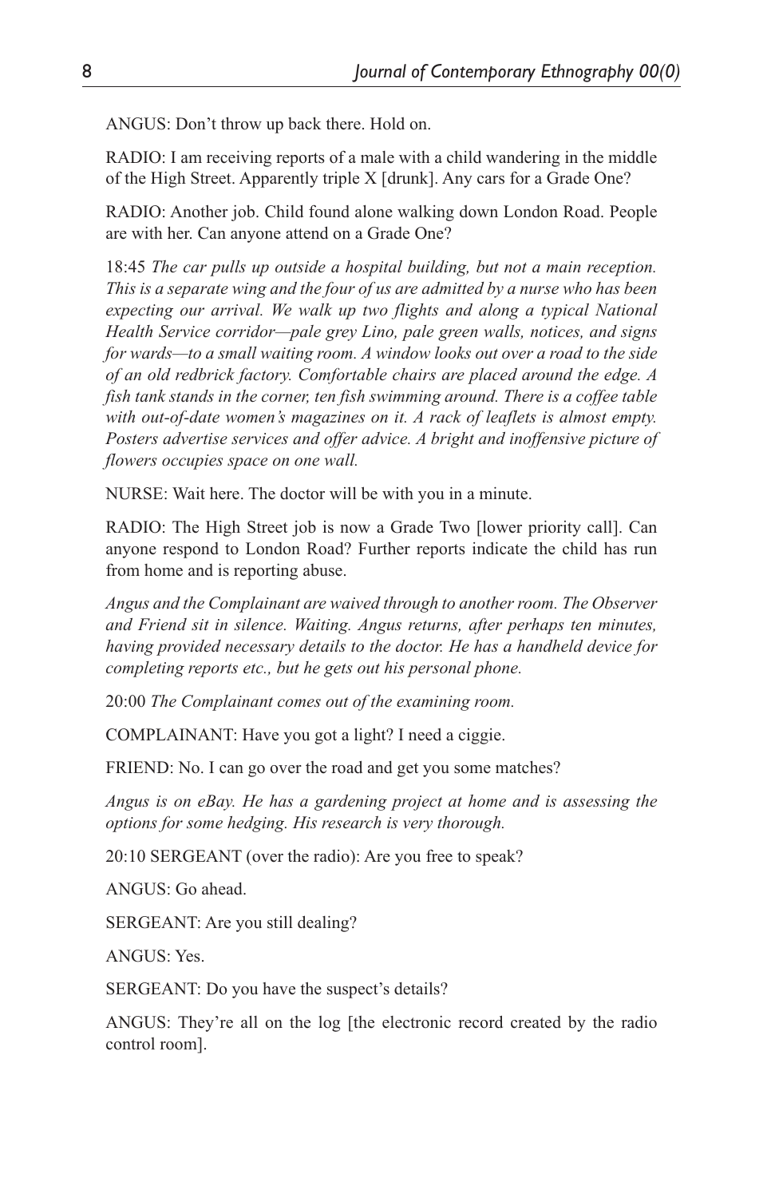ANGUS: Don't throw up back there. Hold on.

RADIO: I am receiving reports of a male with a child wandering in the middle of the High Street. Apparently triple X [drunk]. Any cars for a Grade One?

RADIO: Another job. Child found alone walking down London Road. People are with her. Can anyone attend on a Grade One?

18:45 *The car pulls up outside a hospital building, but not a main reception. This is a separate wing and the four of us are admitted by a nurse who has been expecting our arrival. We walk up two flights and along a typical National Health Service corridor—pale grey Lino, pale green walls, notices, and signs for wards—to a small waiting room. A window looks out over a road to the side of an old redbrick factory. Comfortable chairs are placed around the edge. A fish tank stands in the corner, ten fish swimming around. There is a coffee table with out-of-date women's magazines on it. A rack of leaflets is almost empty. Posters advertise services and offer advice. A bright and inoffensive picture of flowers occupies space on one wall.*

NURSE: Wait here. The doctor will be with you in a minute.

RADIO: The High Street job is now a Grade Two [lower priority call]. Can anyone respond to London Road? Further reports indicate the child has run from home and is reporting abuse.

*Angus and the Complainant are waived through to another room. The Observer and Friend sit in silence. Waiting. Angus returns, after perhaps ten minutes, having provided necessary details to the doctor. He has a handheld device for completing reports etc., but he gets out his personal phone.*

20:00 *The Complainant comes out of the examining room.*

COMPLAINANT: Have you got a light? I need a ciggie.

FRIEND: No. I can go over the road and get you some matches?

*Angus is on eBay. He has a gardening project at home and is assessing the options for some hedging. His research is very thorough.*

20:10 SERGEANT (over the radio): Are you free to speak?

ANGUS: Go ahead.

SERGEANT: Are you still dealing?

ANGUS: Yes.

SERGEANT: Do you have the suspect's details?

ANGUS: They're all on the log [the electronic record created by the radio control room].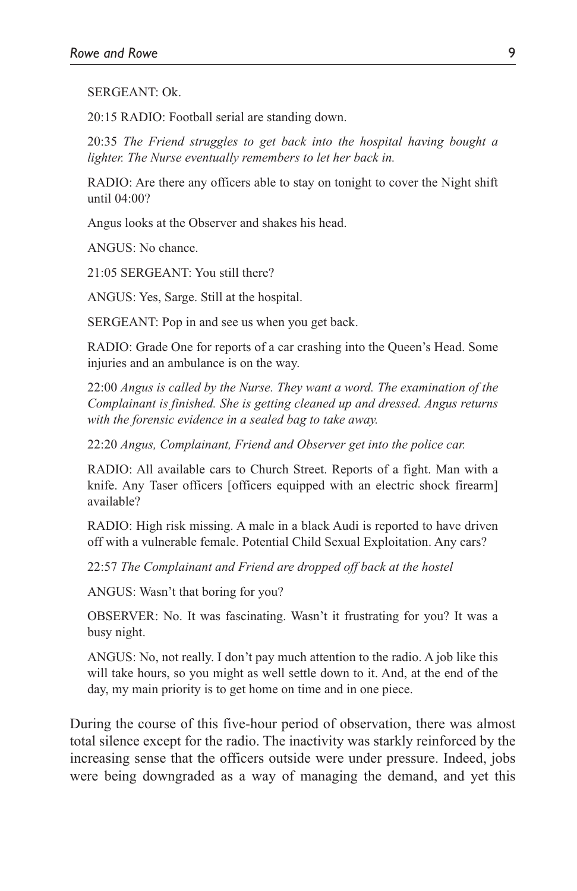SERGEANT: Ok.

20:15 RADIO: Football serial are standing down.

20:35 *The Friend struggles to get back into the hospital having bought a lighter. The Nurse eventually remembers to let her back in.*

RADIO: Are there any officers able to stay on tonight to cover the Night shift until 04:00?

Angus looks at the Observer and shakes his head.

ANGUS: No chance.

21:05 SERGEANT: You still there?

ANGUS: Yes, Sarge. Still at the hospital.

SERGEANT: Pop in and see us when you get back.

RADIO: Grade One for reports of a car crashing into the Queen's Head. Some injuries and an ambulance is on the way.

22:00 *Angus is called by the Nurse. They want a word. The examination of the Complainant is finished. She is getting cleaned up and dressed. Angus returns with the forensic evidence in a sealed bag to take away.*

22:20 *Angus, Complainant, Friend and Observer get into the police car.*

RADIO: All available cars to Church Street. Reports of a fight. Man with a knife. Any Taser officers [officers equipped with an electric shock firearm] available?

RADIO: High risk missing. A male in a black Audi is reported to have driven off with a vulnerable female. Potential Child Sexual Exploitation. Any cars?

22:57 *The Complainant and Friend are dropped off back at the hostel*

ANGUS: Wasn't that boring for you?

OBSERVER: No. It was fascinating. Wasn't it frustrating for you? It was a busy night.

ANGUS: No, not really. I don't pay much attention to the radio. A job like this will take hours, so you might as well settle down to it. And, at the end of the day, my main priority is to get home on time and in one piece.

During the course of this five-hour period of observation, there was almost total silence except for the radio. The inactivity was starkly reinforced by the increasing sense that the officers outside were under pressure. Indeed, jobs were being downgraded as a way of managing the demand, and yet this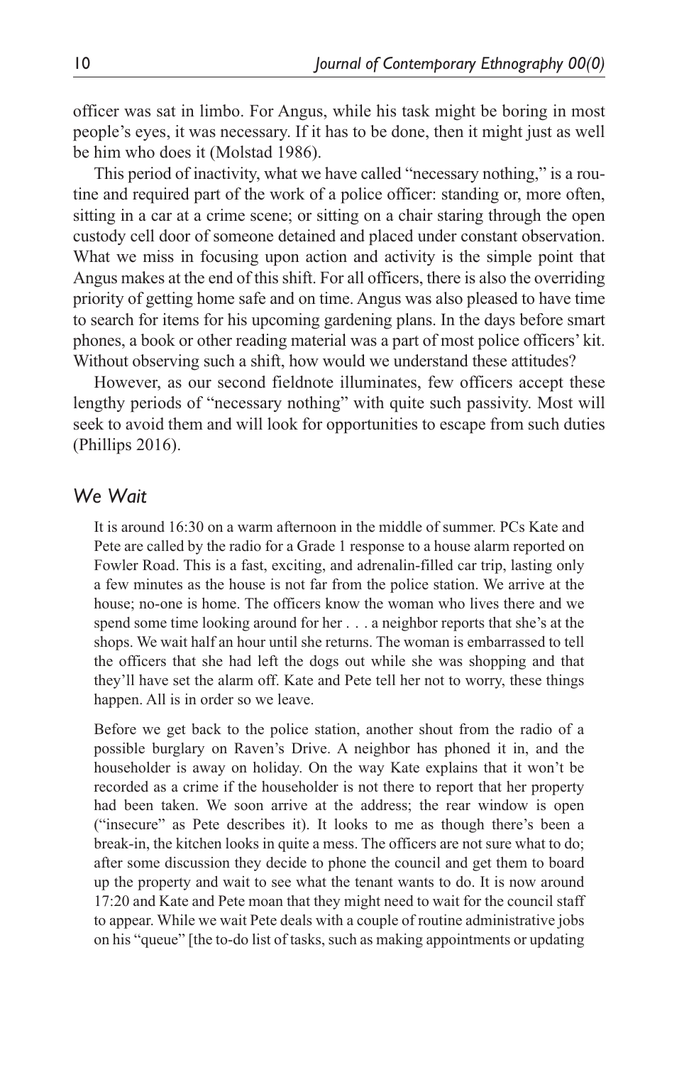officer was sat in limbo. For Angus, while his task might be boring in most people's eyes, it was necessary. If it has to be done, then it might just as well be him who does it (Molstad 1986).

This period of inactivity, what we have called "necessary nothing," is a routine and required part of the work of a police officer: standing or, more often, sitting in a car at a crime scene; or sitting on a chair staring through the open custody cell door of someone detained and placed under constant observation. What we miss in focusing upon action and activity is the simple point that Angus makes at the end of this shift. For all officers, there is also the overriding priority of getting home safe and on time. Angus was also pleased to have time to search for items for his upcoming gardening plans. In the days before smart phones, a book or other reading material was a part of most police officers' kit. Without observing such a shift, how would we understand these attitudes?

However, as our second fieldnote illuminates, few officers accept these lengthy periods of "necessary nothing" with quite such passivity. Most will seek to avoid them and will look for opportunities to escape from such duties (Phillips 2016).

## *We Wait*

> It is around 16:30 on a warm afternoon in the middle of summer. PCs Kate and Pete are called by the radio for a Grade 1 response to a house alarm reported on Fowler Road. This is a fast, exciting, and adrenalin-filled car trip, lasting only a few minutes as the house is not far from the police station. We arrive at the house; no-one is home. The officers know the woman who lives there and we spend some time looking around for her . . . a neighbor reports that she's at the shops. We wait half an hour until she returns. The woman is embarrassed to tell the officers that she had left the dogs out while she was shopping and that they'll have set the alarm off. Kate and Pete tell her not to worry, these things happen. All is in order so we leave.
>
> Before we get back to the police station, another shout from the radio of a possible burglary on Raven's Drive. A neighbor has phoned it in, and the householder is away on holiday. On the way Kate explains that it won't be recorded as a crime if the householder is not there to report that her property had been taken. We soon arrive at the address; the rear window is open ("insecure" as Pete describes it). It looks to me as though there's been a break-in, the kitchen looks in quite a mess. The officers are not sure what to do; after some discussion they decide to phone the council and get them to board up the property and wait to see what the tenant wants to do. It is now around 17:20 and Kate and Pete moan that they might need to wait for the council staff to appear. While we wait Pete deals with a couple of routine administrative jobs on his "queue" [the to-do list of tasks, such as making appointments or updating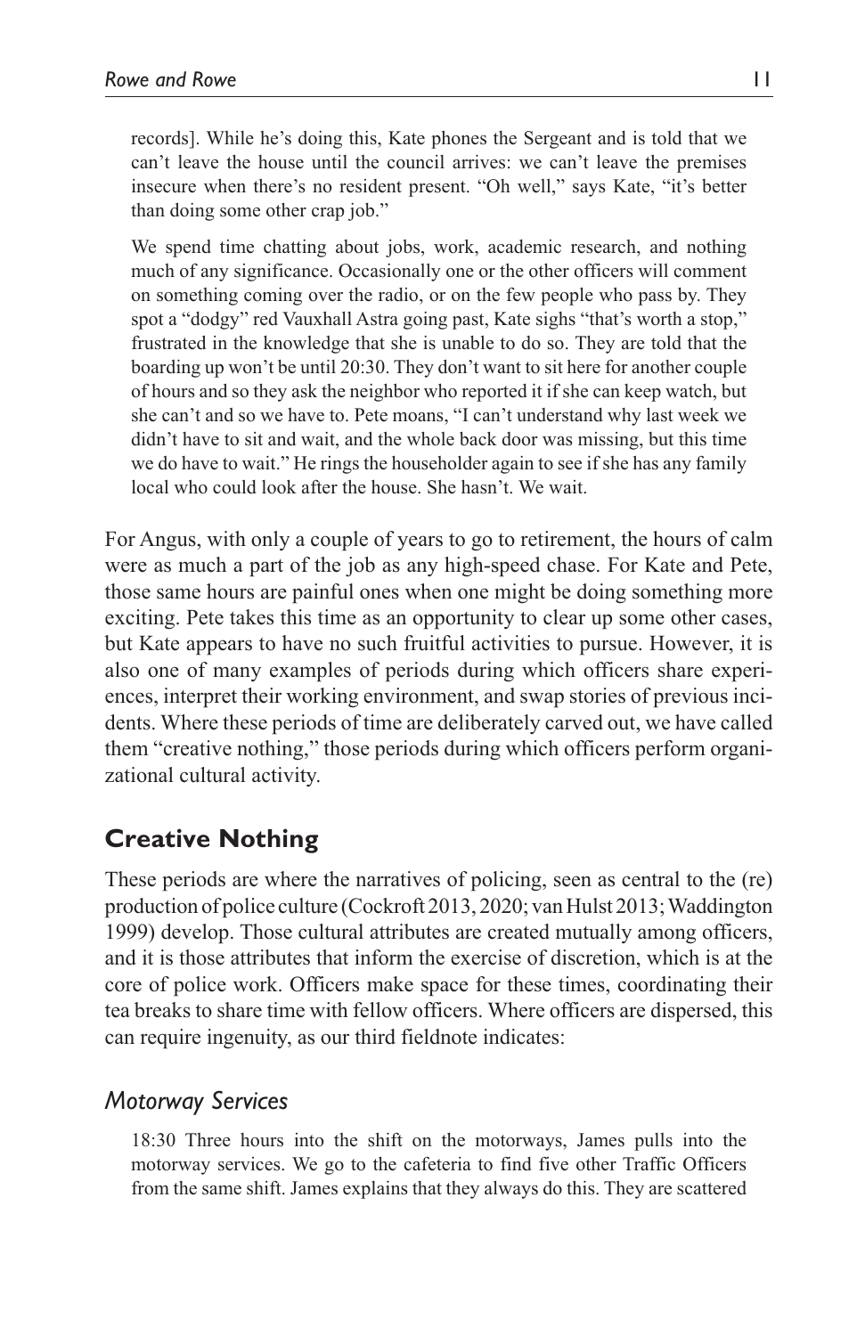> records]. While he's doing this, Kate phones the Sergeant and is told that we can't leave the house until the council arrives: we can't leave the premises insecure when there's no resident present. "Oh well," says Kate, "it's better than doing some other crap job."
>
> We spend time chatting about jobs, work, academic research, and nothing much of any significance. Occasionally one or the other officers will comment on something coming over the radio, or on the few people who pass by. They spot a "dodgy" red Vauxhall Astra going past, Kate sighs "that's worth a stop," frustrated in the knowledge that she is unable to do so. They are told that the boarding up won't be until 20:30. They don't want to sit here for another couple of hours and so they ask the neighbor who reported it if she can keep watch, but she can't and so we have to. Pete moans, "I can't understand why last week we didn't have to sit and wait, and the whole back door was missing, but this time we do have to wait." He rings the householder again to see if she has any family local who could look after the house. She hasn't. We wait.

For Angus, with only a couple of years to go to retirement, the hours of calm were as much a part of the job as any high-speed chase. For Kate and Pete, those same hours are painful ones when one might be doing something more exciting. Pete takes this time as an opportunity to clear up some other cases, but Kate appears to have no such fruitful activities to pursue. However, it is also one of many examples of periods during which officers share experiences, interpret their working environment, and swap stories of previous incidents. Where these periods of time are deliberately carved out, we have called them "creative nothing," those periods during which officers perform organizational cultural activity.

## Creative Nothing

These periods are where the narratives of policing, seen as central to the (re) production of police culture (Cockroft 2013, 2020; van Hulst 2013; Waddington 1999) develop. Those cultural attributes are created mutually among officers, and it is those attributes that inform the exercise of discretion, which is at the core of police work. Officers make space for these times, coordinating their tea breaks to share time with fellow officers. Where officers are dispersed, this can require ingenuity, as our third fieldnote indicates:

### *Motorway Services*

> 18:30 Three hours into the shift on the motorways, James pulls into the motorway services. We go to the cafeteria to find five other Traffic Officers from the same shift. James explains that they always do this. They are scattered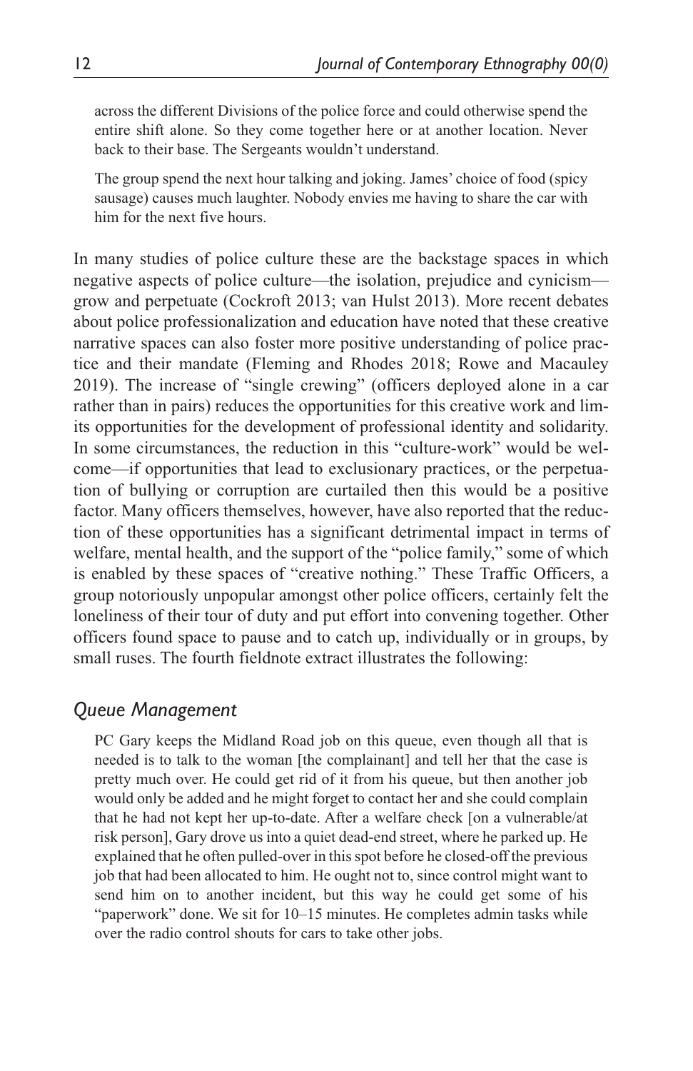> across the different Divisions of the police force and could otherwise spend the entire shift alone. So they come together here or at another location. Never back to their base. The Sergeants wouldn't understand.
>
> The group spend the next hour talking and joking. James' choice of food (spicy sausage) causes much laughter. Nobody envies me having to share the car with him for the next five hours.

In many studies of police culture these are the backstage spaces in which negative aspects of police culture—the isolation, prejudice and cynicism—grow and perpetuate (Cockroft 2013; van Hulst 2013). More recent debates about police professionalization and education have noted that these creative narrative spaces can also foster more positive understanding of police practice and their mandate (Fleming and Rhodes 2018; Rowe and Macauley 2019). The increase of "single crewing" (officers deployed alone in a car rather than in pairs) reduces the opportunities for this creative work and limits its opportunities for the development of professional identity and solidarity. In some circumstances, the reduction in this "culture-work" would be welcome—if opportunities that lead to exclusionary practices, or the perpetuation of bullying or corruption are curtailed then this would be a positive factor. Many officers themselves, however, have also reported that the reduction of these opportunities has a significant detrimental impact in terms of welfare, mental health, and the support of the "police family," some of which is enabled by these spaces of "creative nothing." These Traffic Officers, a group notoriously unpopular amongst other police officers, certainly felt the loneliness of their tour of duty and put effort into convening together. Other officers found space to pause and to catch up, individually or in groups, by small ruses. The fourth fieldnote extract illustrates the following:

## *Queue Management*

> PC Gary keeps the Midland Road job on this queue, even though all that is needed is to talk to the woman [the complainant] and tell her that the case is pretty much over. He could get rid of it from his queue, but then another job would only be added and he might forget to contact her and she could complain that he had not kept her up-to-date. After a welfare check [on a vulnerable/at risk person], Gary drove us into a quiet dead-end street, where he parked up. He explained that he often pulled-over in this spot before he closed-off the previous job that had been allocated to him. He ought not to, since control might want to send him on to another incident, but this way he could get some of his "paperwork" done. We sit for 10–15 minutes. He completes admin tasks while over the radio control shouts for cars to take other jobs.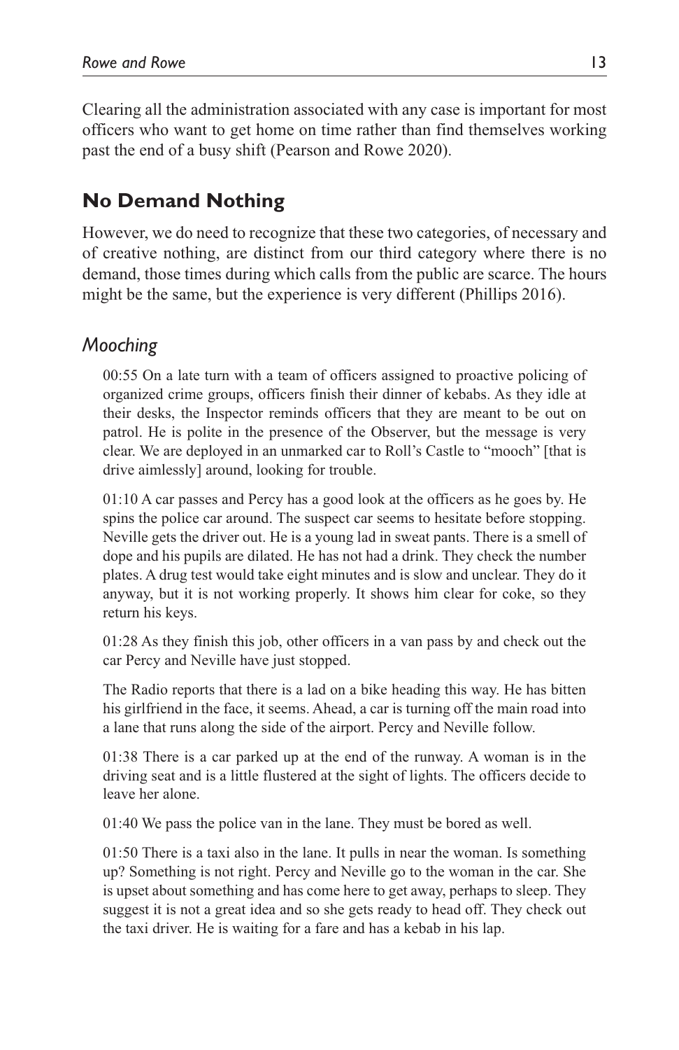Clearing all the administration associated with any case is important for most officers who want to get home on time rather than find themselves working past the end of a busy shift (Pearson and Rowe 2020).

## No Demand Nothing

However, we do need to recognize that these two categories, of necessary and of creative nothing, are distinct from our third category where there is no demand, those times during which calls from the public are scarce. The hours might be the same, but the experience is very different (Phillips 2016).

### *Mooching*

> 00:55 On a late turn with a team of officers assigned to proactive policing of organized crime groups, officers finish their dinner of kebabs. As they idle at their desks, the Inspector reminds officers that they are meant to be out on patrol. He is polite in the presence of the Observer, but the message is very clear. We are deployed in an unmarked car to Roll's Castle to "mooch" [that is drive aimlessly] around, looking for trouble.
>
> 01:10 A car passes and Percy has a good look at the officers as he goes by. He spins the police car around. The suspect car seems to hesitate before stopping. Neville gets the driver out. He is a young lad in sweat pants. There is a smell of dope and his pupils are dilated. He has not had a drink. They check the number plates. A drug test would take eight minutes and is slow and unclear. They do it anyway, but it is not working properly. It shows him clear for coke, so they return his keys.
>
> 01:28 As they finish this job, other officers in a van pass by and check out the car Percy and Neville have just stopped.
>
> The Radio reports that there is a lad on a bike heading this way. He has bitten his girlfriend in the face, it seems. Ahead, a car is turning off the main road into a lane that runs along the side of the airport. Percy and Neville follow.
>
> 01:38 There is a car parked up at the end of the runway. A woman is in the driving seat and is a little flustered at the sight of lights. The officers decide to leave her alone.
>
> 01:40 We pass the police van in the lane. They must be bored as well.
>
> 01:50 There is a taxi also in the lane. It pulls in near the woman. Is something up? Something is not right. Percy and Neville go to the woman in the car. She is upset about something and has come here to get away, perhaps to sleep. They suggest it is not a great idea and so she gets ready to head off. They check out the taxi driver. He is waiting for a fare and has a kebab in his lap.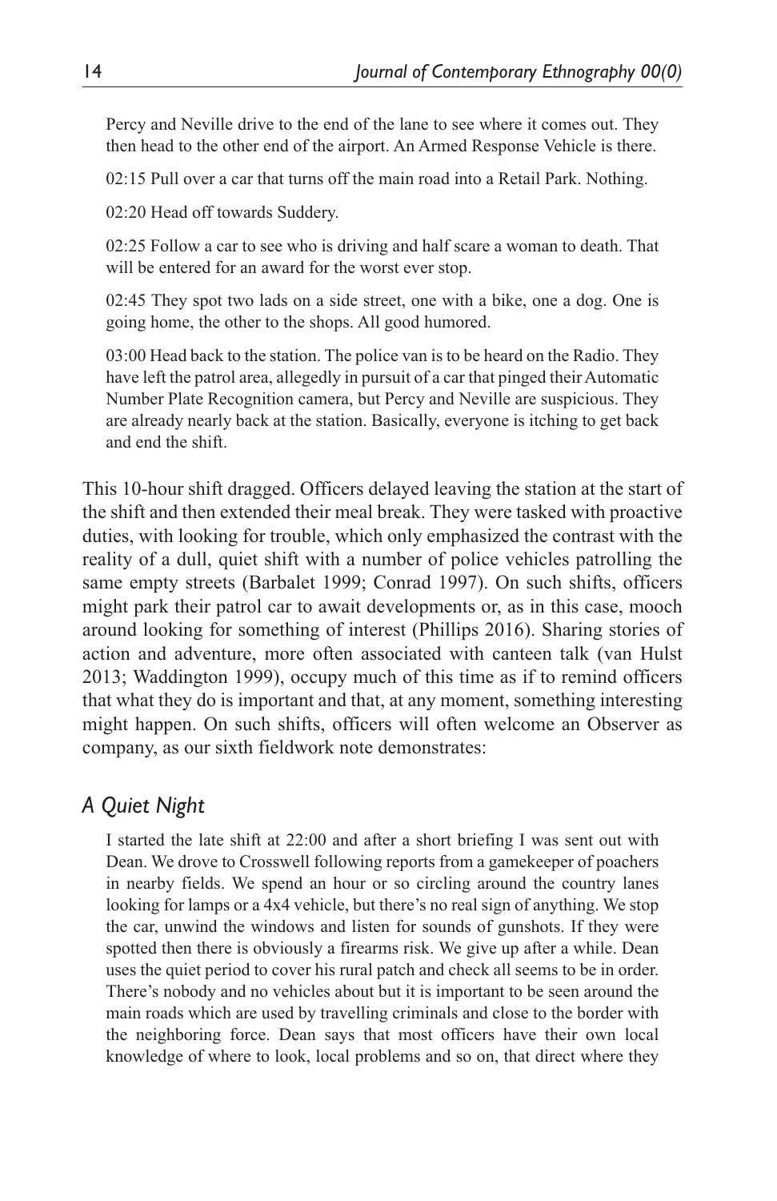> Percy and Neville drive to the end of the lane to see where it comes out. They then head to the other end of the airport. An Armed Response Vehicle is there.
>
> 02:15 Pull over a car that turns off the main road into a Retail Park. Nothing.
>
> 02:20 Head off towards Suddery.
>
> 02:25 Follow a car to see who is driving and half scare a woman to death. That will be entered for an award for the worst ever stop.
>
> 02:45 They spot two lads on a side street, one with a bike, one a dog. One is going home, the other to the shops. All good humored.
>
> 03:00 Head back to the station. The police van is to be heard on the Radio. They have left the patrol area, allegedly in pursuit of a car that pinged their Automatic Number Plate Recognition camera, but Percy and Neville are suspicious. They are already nearly back at the station. Basically, everyone is itching to get back and end the shift.

This 10-hour shift dragged. Officers delayed leaving the station at the start of the shift and then extended their meal break. They were tasked with proactive duties, with looking for trouble, which only emphasized the contrast with the reality of a dull, quiet shift with a number of police vehicles patrolling the same empty streets (Barbalet 1999; Conrad 1997). On such shifts, officers might park their patrol car to await developments or, as in this case, mooch around looking for something of interest (Phillips 2016). Sharing stories of action and adventure, more often associated with canteen talk (van Hulst 2013; Waddington 1999), occupy much of this time as if to remind officers that what they do is important and that, at any moment, something interesting might happen. On such shifts, officers will often welcome an Observer as company, as our sixth fieldwork note demonstrates:

## *A Quiet Night*

> I started the late shift at 22:00 and after a short briefing I was sent out with Dean. We drove to Crosswell following reports from a gamekeeper of poachers in nearby fields. We spend an hour or so circling around the country lanes looking for lamps or a 4x4 vehicle, but there's no real sign of anything. We stop the car, unwind the windows and listen for sounds of gunshots. If they were spotted then there is obviously a firearms risk. We give up after a while. Dean uses the quiet period to cover his rural patch and check all seems to be in order. There's nobody and no vehicles about but it is important to be seen around the main roads which are used by travelling criminals and close to the border with the neighboring force. Dean says that most officers have their own local knowledge of where to look, local problems and so on, that direct where they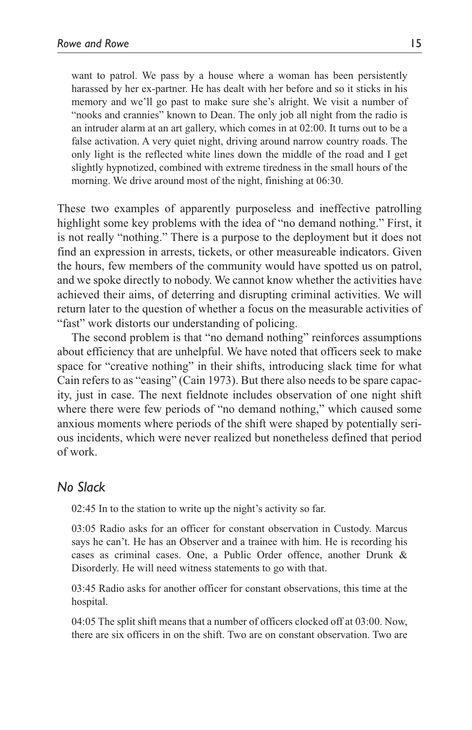want to patrol. We pass by a house where a woman has been persistently harassed by her ex-partner. He has dealt with her before and so it sticks in his memory and we'll go past to make sure she's alright. We visit a number of "nooks and crannies" known to Dean. The only job all night from the radio is an intruder alarm at an art gallery, which comes in at 02:00. It turns out to be a false activation. A very quiet night, driving around narrow country roads. The only light is the reflected white lines down the middle of the road and I get slightly hypnotized, combined with extreme tiredness in the small hours of the morning. We drive around most of the night, finishing at 06:30.

These two examples of apparently purposeless and ineffective patrolling highlight some key problems with the idea of "no demand nothing." First, it is not really "nothing." There is a purpose to the deployment but it does not find an expression in arrests, tickets, or other measureable indicators. Given the hours, few members of the community would have spotted us on patrol, and we spoke directly to nobody. We cannot know whether the activities have achieved their aims, of deterring and disrupting criminal activities. We will return later to the question of whether a focus on the measurable activities of "fast" work distorts our understanding of policing.

The second problem is that "no demand nothing" reinforces assumptions about efficiency that are unhelpful. We have noted that officers seek to make space for "creative nothing" in their shifts, introducing slack time for what Cain refers to as "easing" (Cain 1973). But there also needs to be spare capacity, just in case. The next fieldnote includes observation of one night shift where there were few periods of "no demand nothing," which caused some anxious moments where periods of the shift were shaped by potentially serious incidents, which were never realized but nonetheless defined that period of work.

## *No Slack*

02:45 In to the station to write up the night's activity so far.

03:05 Radio asks for an officer for constant observation in Custody. Marcus says he can't. He has an Observer and a trainee with him. He is recording his cases as criminal cases. One, a Public Order offence, another Drunk & Disorderly. He will need witness statements to go with that.

03:45 Radio asks for another officer for constant observations, this time at the hospital.

04:05 The split shift means that a number of officers clocked off at 03:00. Now, there are six officers in on the shift. Two are on constant observation. Two are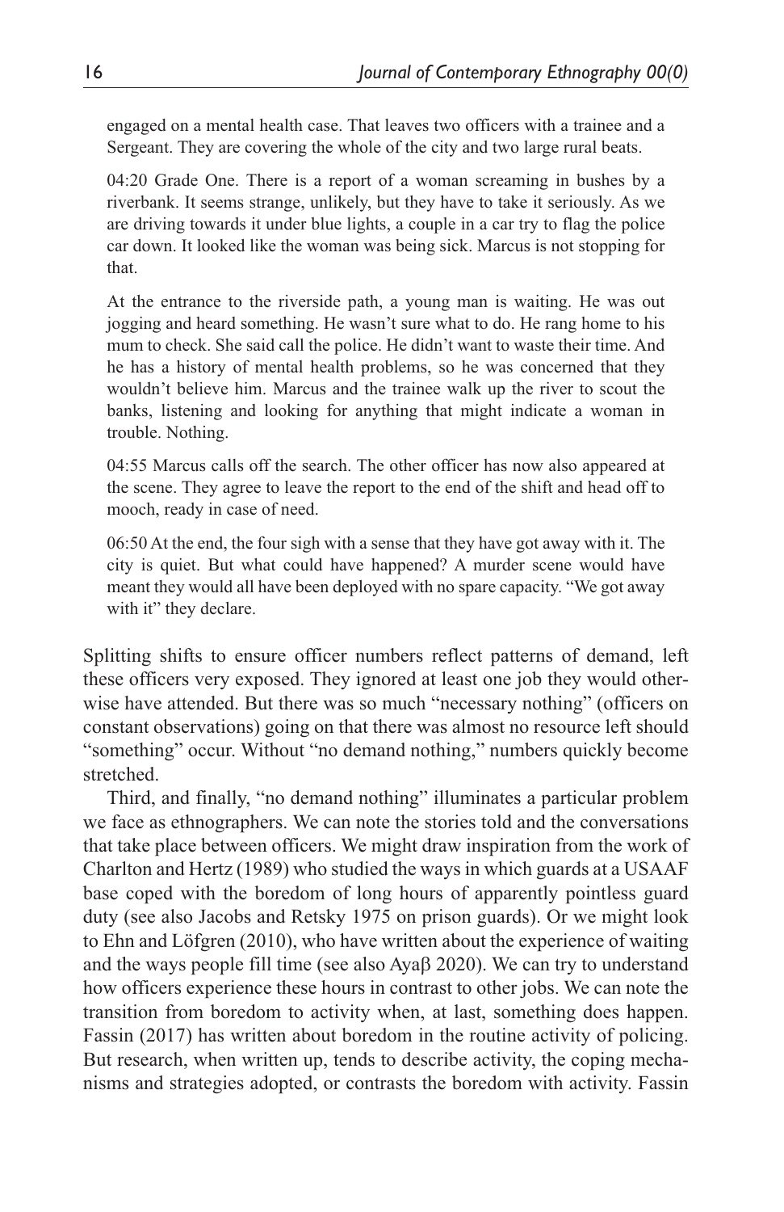engaged on a mental health case. That leaves two officers with a trainee and a Sergeant. They are covering the whole of the city and two large rural beats.

04:20 Grade One. There is a report of a woman screaming in bushes by a riverbank. It seems strange, unlikely, but they have to take it seriously. As we are driving towards it under blue lights, a couple in a car try to flag the police car down. It looked like the woman was being sick. Marcus is not stopping for that.

At the entrance to the riverside path, a young man is waiting. He was out jogging and heard something. He wasn't sure what to do. He rang home to his mum to check. She said call the police. He didn't want to waste their time. And he has a history of mental health problems, so he was concerned that they wouldn't believe him. Marcus and the trainee walk up the river to scout the banks, listening and looking for anything that might indicate a woman in trouble. Nothing.

04:55 Marcus calls off the search. The other officer has now also appeared at the scene. They agree to leave the report to the end of the shift and head off to mooch, ready in case of need.

06:50 At the end, the four sigh with a sense that they have got away with it. The city is quiet. But what could have happened? A murder scene would have meant they would all have been deployed with no spare capacity. "We got away with it" they declare.

Splitting shifts to ensure officer numbers reflect patterns of demand, left these officers very exposed. They ignored at least one job they would otherwise have attended. But there was so much "necessary nothing" (officers on constant observations) going on that there was almost no resource left should "something" occur. Without "no demand nothing," numbers quickly become stretched.

Third, and finally, "no demand nothing" illuminates a particular problem we face as ethnographers. We can note the stories told and the conversations that take place between officers. We might draw inspiration from the work of Charlton and Hertz (1989) who studied the ways in which guards at a USAAF base coped with the boredom of long hours of apparently pointless guard duty (see also Jacobs and Retsky 1975 on prison guards). Or we might look to Ehn and Löfgren (2010), who have written about the experience of waiting and the ways people fill time (see also Ayaβ 2020). We can try to understand how officers experience these hours in contrast to other jobs. We can note the transition from boredom to activity when, at last, something does happen. Fassin (2017) has written about boredom in the routine activity of policing. But research, when written up, tends to describe activity, the coping mechanisms and strategies adopted, or contrasts the boredom with activity. Fassin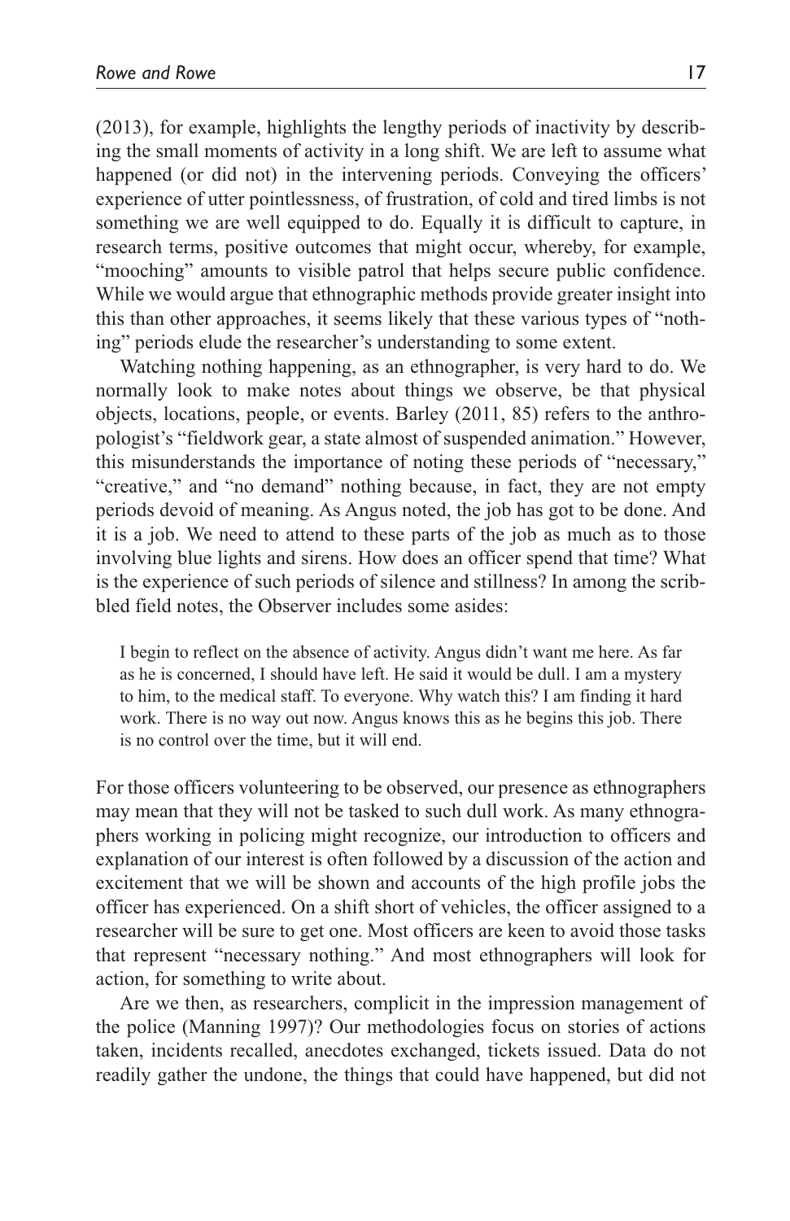(2013), for example, highlights the lengthy periods of inactivity by describing the small moments of activity in a long shift. We are left to assume what happened (or did not) in the intervening periods. Conveying the officers' experience of utter pointlessness, of frustration, of cold and tired limbs is not something we are well equipped to do. Equally it is difficult to capture, in research terms, positive outcomes that might occur, whereby, for example, "mooching" amounts to visible patrol that helps secure public confidence. While we would argue that ethnographic methods provide greater insight into this than other approaches, it seems likely that these various types of "nothing" periods elude the researcher's understanding to some extent.

Watching nothing happening, as an ethnographer, is very hard to do. We normally look to make notes about things we observe, be that physical objects, locations, people, or events. Barley (2011, 85) refers to the anthropologist's "fieldwork gear, a state almost of suspended animation." However, this misunderstands the importance of noting these periods of "necessary," "creative," and "no demand" nothing because, in fact, they are not empty periods devoid of meaning. As Angus noted, the job has got to be done. And it is a job. We need to attend to these parts of the job as much as to those involving blue lights and sirens. How does an officer spend that time? What is the experience of such periods of silence and stillness? In among the scribbled field notes, the Observer includes some asides:

> I begin to reflect on the absence of activity. Angus didn't want me here. As far as he is concerned, I should have left. He said it would be dull. I am a mystery to him, to the medical staff. To everyone. Why watch this? I am finding it hard work. There is no way out now. Angus knows this as he begins this job. There is no control over the time, but it will end.

For those officers volunteering to be observed, our presence as ethnographers may mean that they will not be tasked to such dull work. As many ethnographers working in policing might recognize, our introduction to officers and explanation of our interest is often followed by a discussion of the action and excitement that we will be shown and accounts of the high profile jobs the officer has experienced. On a shift short of vehicles, the officer assigned to a researcher will be sure to get one. Most officers are keen to avoid those tasks that represent "necessary nothing." And most ethnographers will look for action, for something to write about.

Are we then, as researchers, complicit in the impression management of the police (Manning 1997)? Our methodologies focus on stories of actions taken, incidents recalled, anecdotes exchanged, tickets issued. Data do not readily gather the undone, the things that could have happened, but did not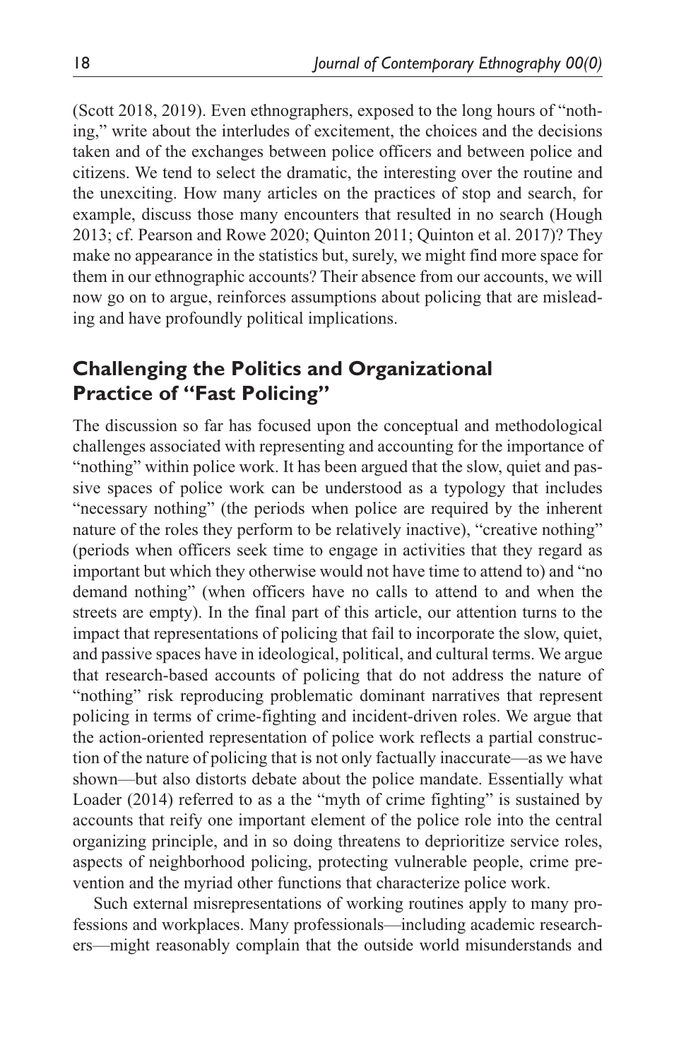(Scott 2018, 2019). Even ethnographers, exposed to the long hours of "nothing," write about the interludes of excitement, the choices and the decisions taken and of the exchanges between police officers and between police and citizens. We tend to select the dramatic, the interesting over the routine and the unexciting. How many articles on the practices of stop and search, for example, discuss those many encounters that resulted in no search (Hough 2013; cf. Pearson and Rowe 2020; Quinton 2011; Quinton et al. 2017)? They make no appearance in the statistics but, surely, we might find more space for them in our ethnographic accounts? Their absence from our accounts, we will now go on to argue, reinforces assumptions about policing that are misleading and have profoundly political implications.

## Challenging the Politics and Organizational Practice of "Fast Policing"

The discussion so far has focused upon the conceptual and methodological challenges associated with representing and accounting for the importance of "nothing" within police work. It has been argued that the slow, quiet and passive spaces of police work can be understood as a typology that includes "necessary nothing" (the periods when police are required by the inherent nature of the roles they perform to be relatively inactive), "creative nothing" (periods when officers seek time to engage in activities that they regard as important but which they otherwise would not have time to attend to) and "no demand nothing" (when officers have no calls to attend to and when the streets are empty). In the final part of this article, our attention turns to the impact that representations of policing that fail to incorporate the slow, quiet, and passive spaces have in ideological, political, and cultural terms. We argue that research-based accounts of policing that do not address the nature of "nothing" risk reproducing problematic dominant narratives that represent policing in terms of crime-fighting and incident-driven roles. We argue that the action-oriented representation of police work reflects a partial construction of the nature of policing that is not only factually inaccurate—as we have shown—but also distorts debate about the police mandate. Essentially what Loader (2014) referred to as a the "myth of crime fighting" is sustained by accounts that reify one important element of the police role into the central organizing principle, and in so doing threatens to deprioritize service roles, aspects of neighborhood policing, protecting vulnerable people, crime prevention and the myriad other functions that characterize police work.

Such external misrepresentations of working routines apply to many professions and workplaces. Many professionals—including academic researchers—might reasonably complain that the outside world misunderstands and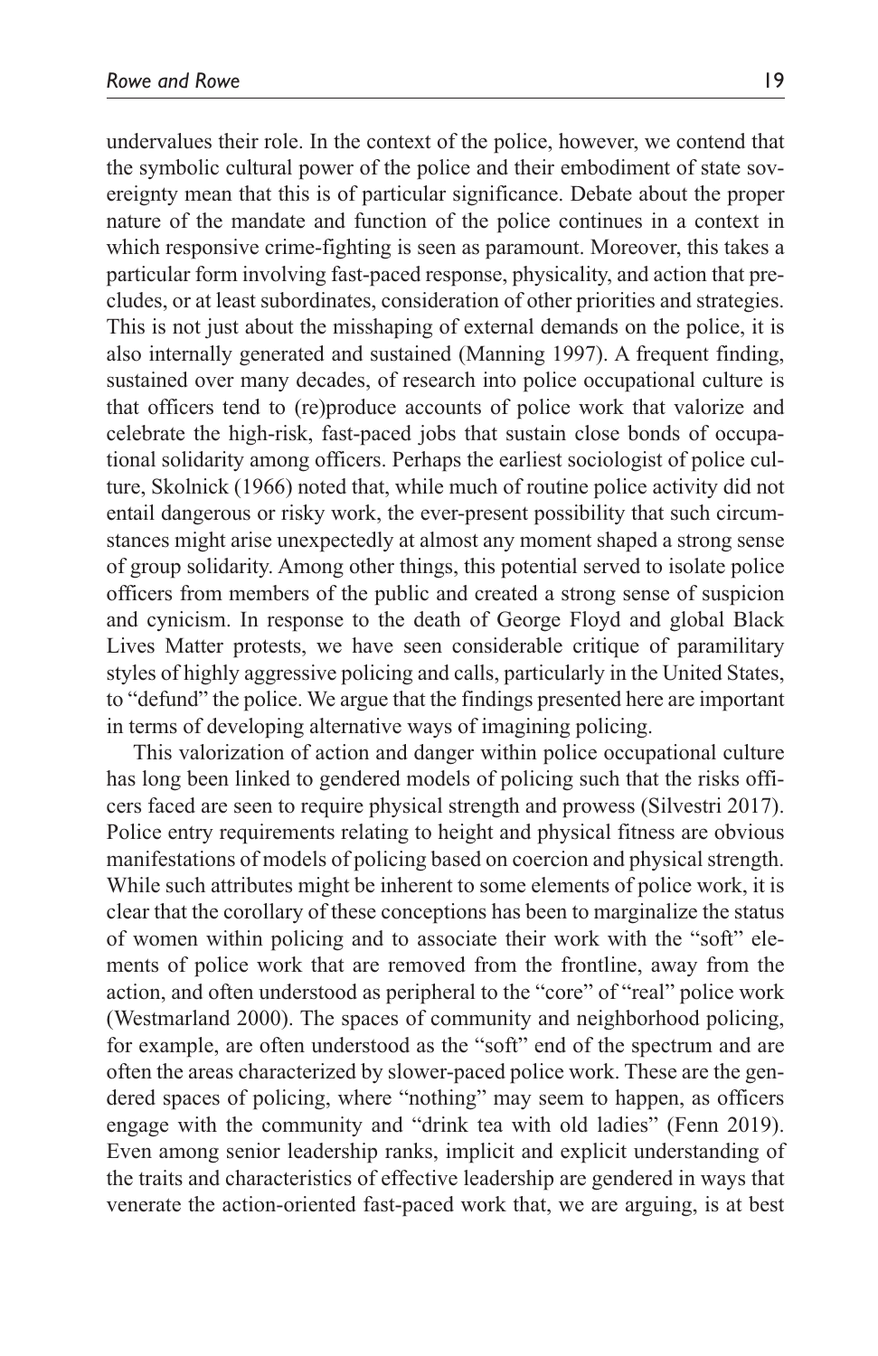undervalues their role. In the context of the police, however, we contend that the symbolic cultural power of the police and their embodiment of state sovereignty mean that this is of particular significance. Debate about the proper nature of the mandate and function of the police continues in a context in which responsive crime-fighting is seen as paramount. Moreover, this takes a particular form involving fast-paced response, physicality, and action that precludes, or at least subordinates, consideration of other priorities and strategies. This is not just about the misshaping of external demands on the police, it is also internally generated and sustained (Manning 1997). A frequent finding, sustained over many decades, of research into police occupational culture is that officers tend to (re)produce accounts of police work that valorize and celebrate the high-risk, fast-paced jobs that sustain close bonds of occupational solidarity among officers. Perhaps the earliest sociologist of police culture, Skolnick (1966) noted that, while much of routine police activity did not entail dangerous or risky work, the ever-present possibility that such circumstances might arise unexpectedly at almost any moment shaped a strong sense of group solidarity. Among other things, this potential served to isolate police officers from members of the public and created a strong sense of suspicion and cynicism. In response to the death of George Floyd and global Black Lives Matter protests, we have seen considerable critique of paramilitary styles of highly aggressive policing and calls, particularly in the United States, to "defund" the police. We argue that the findings presented here are important in terms of developing alternative ways of imagining policing.

This valorization of action and danger within police occupational culture has long been linked to gendered models of policing such that the risks officers faced are seen to require physical strength and prowess (Silvestri 2017). Police entry requirements relating to height and physical fitness are obvious manifestations of models of policing based on coercion and physical strength. While such attributes might be inherent to some elements of police work, it is clear that the corollary of these conceptions has been to marginalize the status of women within policing and to associate their work with the "soft" elements of police work that are removed from the frontline, away from the action, and often understood as peripheral to the "core" of "real" police work (Westmarland 2000). The spaces of community and neighborhood policing, for example, are often understood as the "soft" end of the spectrum and are often the areas characterized by slower-paced police work. These are the gendered spaces of policing, where "nothing" may seem to happen, as officers engage with the community and "drink tea with old ladies" (Fenn 2019). Even among senior leadership ranks, implicit and explicit understanding of the traits and characteristics of effective leadership are gendered in ways that venerate the action-oriented fast-paced work that, we are arguing, is at best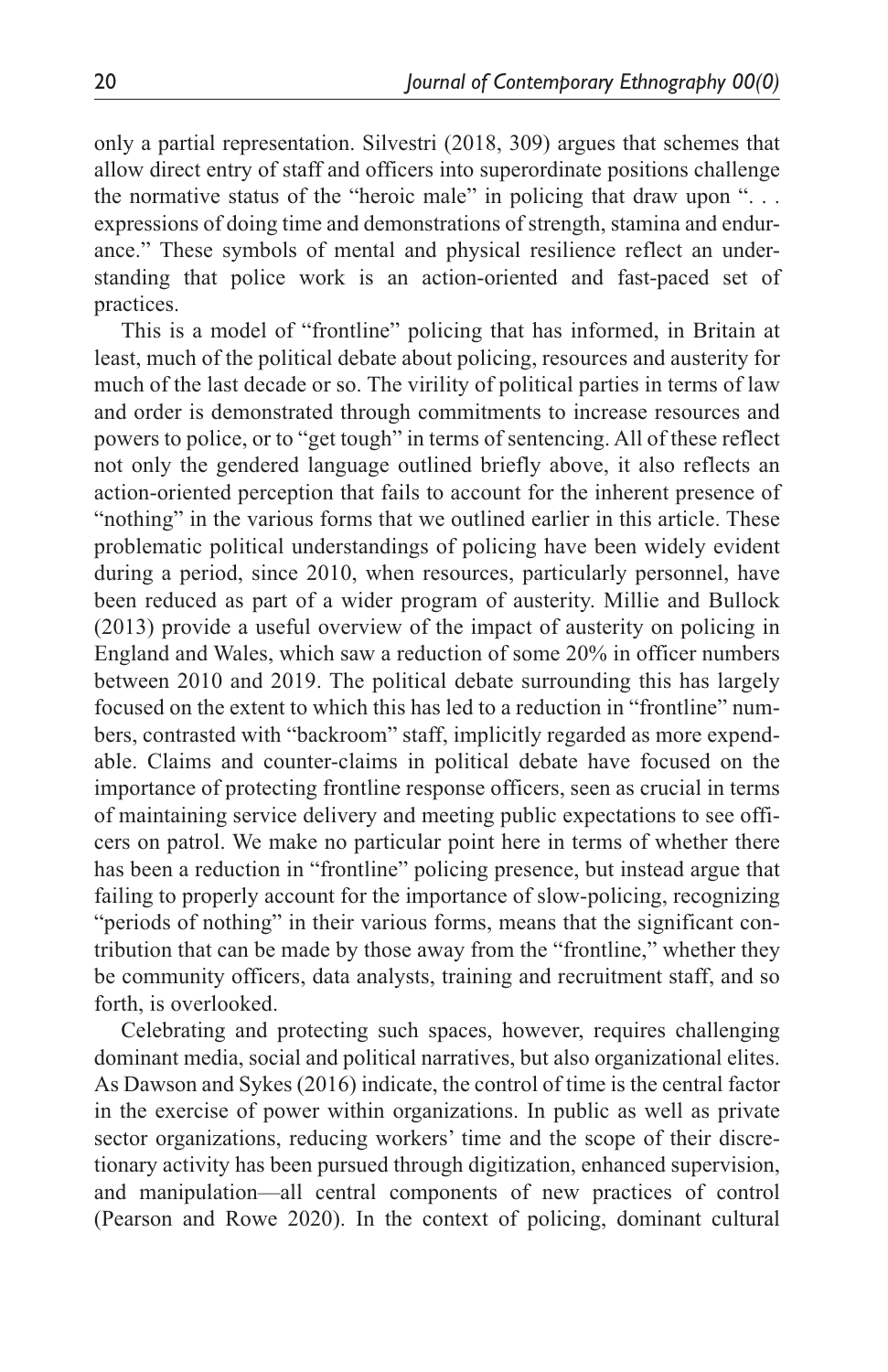only a partial representation. Silvestri (2018, 309) argues that schemes that allow direct entry of staff and officers into superordinate positions challenge the normative status of the "heroic male" in policing that draw upon ". . . expressions of doing time and demonstrations of strength, stamina and endurance." These symbols of mental and physical resilience reflect an understanding that police work is an action-oriented and fast-paced set of practices.

This is a model of "frontline" policing that has informed, in Britain at least, much of the political debate about policing, resources and austerity for much of the last decade or so. The virility of political parties in terms of law and order is demonstrated through commitments to increase resources and powers to police, or to "get tough" in terms of sentencing. All of these reflect not only the gendered language outlined briefly above, it also reflects an action-oriented perception that fails to account for the inherent presence of "nothing" in the various forms that we outlined earlier in this article. These problematic political understandings of policing have been widely evident during a period, since 2010, when resources, particularly personnel, have been reduced as part of a wider program of austerity. Millie and Bullock (2013) provide a useful overview of the impact of austerity on policing in England and Wales, which saw a reduction of some 20% in officer numbers between 2010 and 2019. The political debate surrounding this has largely focused on the extent to which this has led to a reduction in "frontline" numbers, contrasted with "backroom" staff, implicitly regarded as more expendable. Claims and counter-claims in political debate have focused on the importance of protecting frontline response officers, seen as crucial in terms of maintaining service delivery and meeting public expectations to see officers on patrol. We make no particular point here in terms of whether there has been a reduction in "frontline" policing presence, but instead argue that failing to properly account for the importance of slow-policing, recognizing "periods of nothing" in their various forms, means that the significant contribution that can be made by those away from the "frontline," whether they be community officers, data analysts, training and recruitment staff, and so forth, is overlooked.

Celebrating and protecting such spaces, however, requires challenging dominant media, social and political narratives, but also organizational elites. As Dawson and Sykes (2016) indicate, the control of time is the central factor in the exercise of power within organizations. In public as well as private sector organizations, reducing workers' time and the scope of their discretionary activity has been pursued through digitization, enhanced supervision, and manipulation—all central components of new practices of control (Pearson and Rowe 2020). In the context of policing, dominant cultural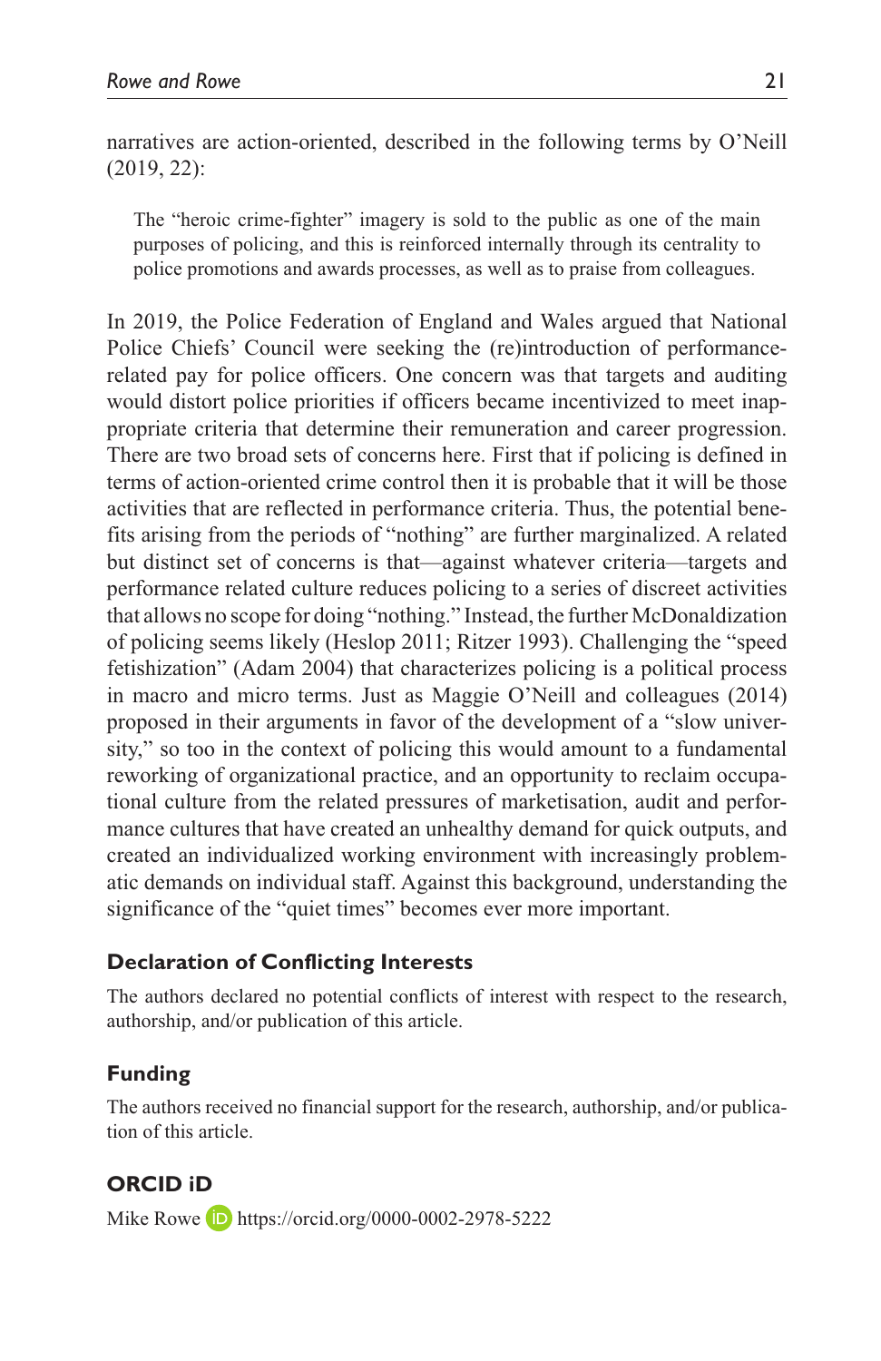narratives are action-oriented, described in the following terms by O'Neill (2019, 22):

> The "heroic crime-fighter" imagery is sold to the public as one of the main purposes of policing, and this is reinforced internally through its centrality to police promotions and awards processes, as well as to praise from colleagues.

In 2019, the Police Federation of England and Wales argued that National Police Chiefs' Council were seeking the (re)introduction of performance-related pay for police officers. One concern was that targets and auditing would distort police priorities if officers became incentivized to meet inappropriate criteria that determine their remuneration and career progression. There are two broad sets of concerns here. First that if policing is defined in terms of action-oriented crime control then it is probable that it will be those activities that are reflected in performance criteria. Thus, the potential benefits arising from the periods of "nothing" are further marginalized. A related but distinct set of concerns is that—against whatever criteria—targets and performance related culture reduces policing to a series of discreet activities that allows no scope for doing "nothing." Instead, the further McDonaldization of policing seems likely (Heslop 2011; Ritzer 1993). Challenging the "speed fetishization" (Adam 2004) that characterizes policing is a political process in macro and micro terms. Just as Maggie O'Neill and colleagues (2014) proposed in their arguments in favor of the development of a "slow university," so too in the context of policing this would amount to a fundamental reworking of organizational practice, and an opportunity to reclaim occupational culture from the related pressures of marketisation, audit and performance cultures that have created an unhealthy demand for quick outputs, and created an individualized working environment with increasingly problematic demands on individual staff. Against this background, understanding the significance of the "quiet times" becomes ever more important.

## Declaration of Conflicting Interests

The authors declared no potential conflicts of interest with respect to the research, authorship, and/or publication of this article.

## Funding

The authors received no financial support for the research, authorship, and/or publication of this article.

## ORCID iD

Mike Rowe https://orcid.org/0000-0002-2978-5222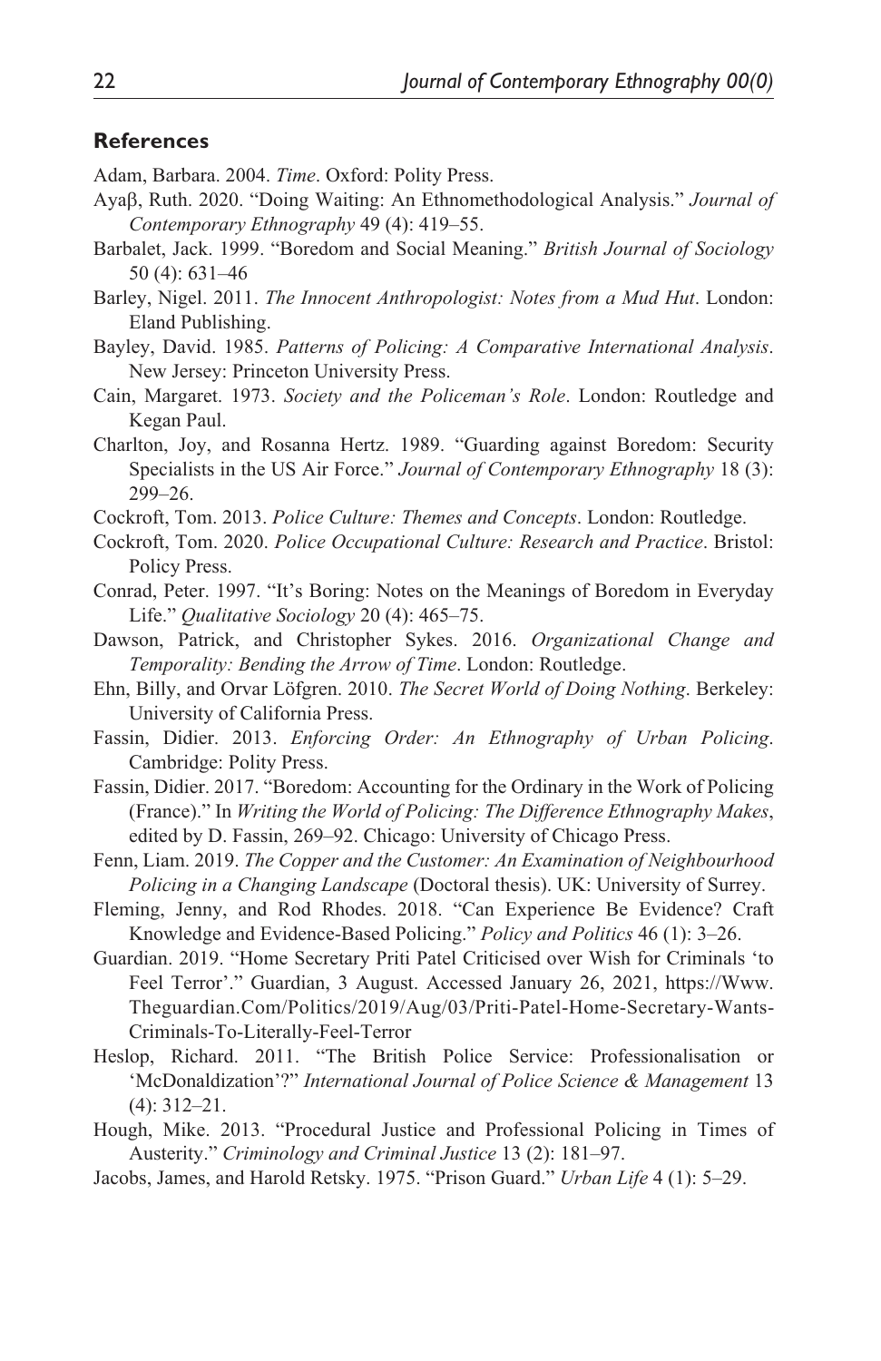## References

Adam, Barbara. 2004. *Time*. Oxford: Polity Press.

Ayaβ, Ruth. 2020. "Doing Waiting: An Ethnomethodological Analysis." *Journal of Contemporary Ethnography* 49 (4): 419–55.

Barbalet, Jack. 1999. "Boredom and Social Meaning." *British Journal of Sociology* 50 (4): 631–46

Barley, Nigel. 2011. *The Innocent Anthropologist: Notes from a Mud Hut*. London: Eland Publishing.

Bayley, David. 1985. *Patterns of Policing: A Comparative International Analysis*. New Jersey: Princeton University Press.

Cain, Margaret. 1973. *Society and the Policeman's Role*. London: Routledge and Kegan Paul.

Charlton, Joy, and Rosanna Hertz. 1989. "Guarding against Boredom: Security Specialists in the US Air Force." *Journal of Contemporary Ethnography* 18 (3): 299–26.

Cockroft, Tom. 2013. *Police Culture: Themes and Concepts*. London: Routledge.

Cockroft, Tom. 2020. *Police Occupational Culture: Research and Practice*. Bristol: Policy Press.

Conrad, Peter. 1997. "It's Boring: Notes on the Meanings of Boredom in Everyday Life." *Qualitative Sociology* 20 (4): 465–75.

Dawson, Patrick, and Christopher Sykes. 2016. *Organizational Change and Temporality: Bending the Arrow of Time*. London: Routledge.

Ehn, Billy, and Orvar Löfgren. 2010. *The Secret World of Doing Nothing*. Berkeley: University of California Press.

Fassin, Didier. 2013. *Enforcing Order: An Ethnography of Urban Policing*. Cambridge: Polity Press.

Fassin, Didier. 2017. "Boredom: Accounting for the Ordinary in the Work of Policing (France)." In *Writing the World of Policing: The Difference Ethnography Makes*, edited by D. Fassin, 269–92. Chicago: University of Chicago Press.

Fenn, Liam. 2019. *The Copper and the Customer: An Examination of Neighbourhood Policing in a Changing Landscape* (Doctoral thesis). UK: University of Surrey.

Fleming, Jenny, and Rod Rhodes. 2018. "Can Experience Be Evidence? Craft Knowledge and Evidence-Based Policing." *Policy and Politics* 46 (1): 3–26.

Guardian. 2019. "Home Secretary Priti Patel Criticised over Wish for Criminals 'to Feel Terror'." Guardian, 3 August. Accessed January 26, 2021, https://Www.Theguardian.Com/Politics/2019/Aug/03/Priti-Patel-Home-Secretary-Wants-Criminals-To-Literally-Feel-Terror

Heslop, Richard. 2011. "The British Police Service: Professionalisation or 'McDonaldization'?" *International Journal of Police Science & Management* 13 (4): 312–21.

Hough, Mike. 2013. "Procedural Justice and Professional Policing in Times of Austerity." *Criminology and Criminal Justice* 13 (2): 181–97.

Jacobs, James, and Harold Retsky. 1975. "Prison Guard." *Urban Life* 4 (1): 5–29.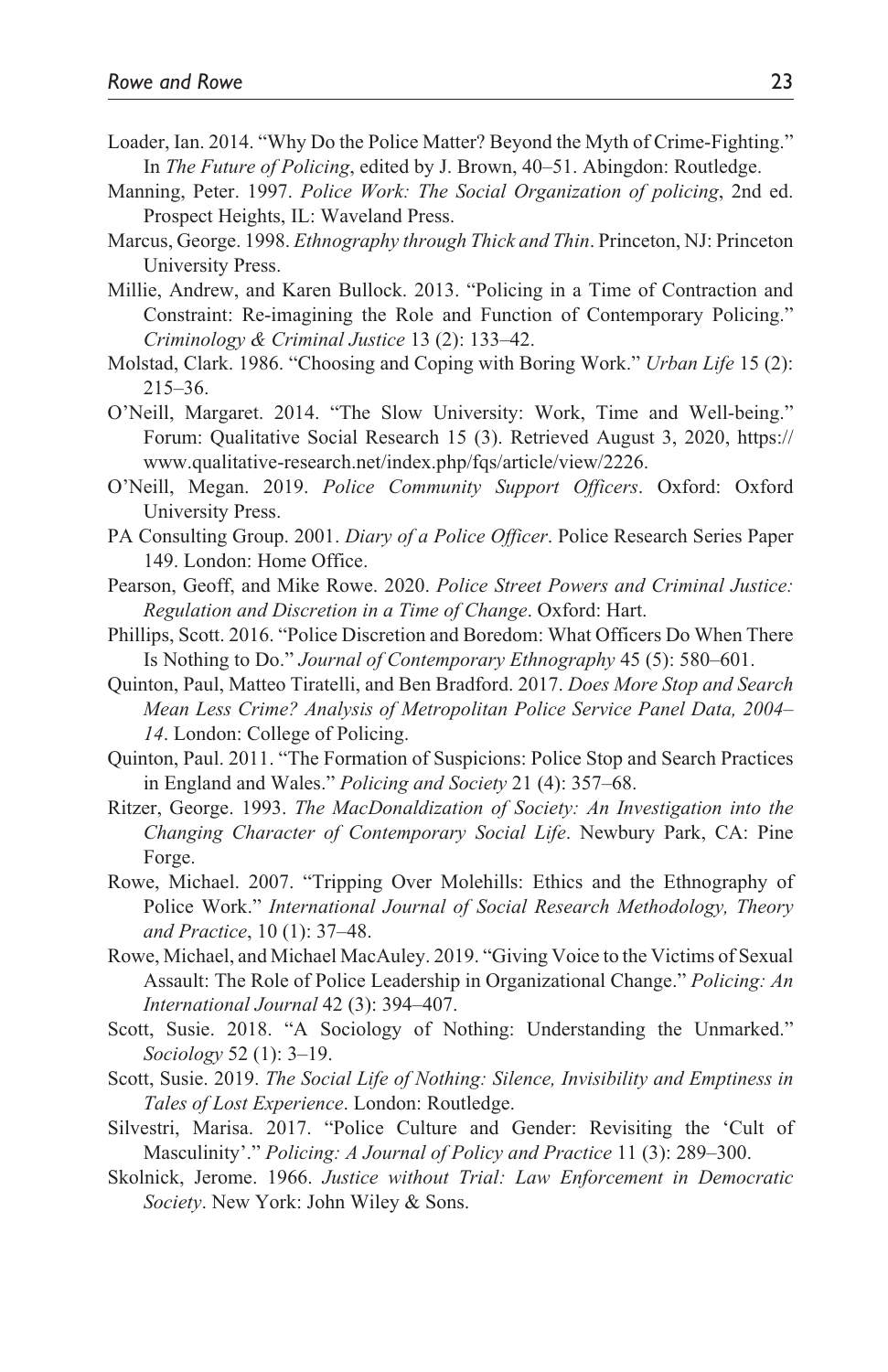Loader, Ian. 2014. "Why Do the Police Matter? Beyond the Myth of Crime-Fighting." In *The Future of Policing*, edited by J. Brown, 40–51. Abingdon: Routledge.

Manning, Peter. 1997. *Police Work: The Social Organization of policing*, 2nd ed. Prospect Heights, IL: Waveland Press.

Marcus, George. 1998. *Ethnography through Thick and Thin*. Princeton, NJ: Princeton University Press.

Millie, Andrew, and Karen Bullock. 2013. "Policing in a Time of Contraction and Constraint: Re-imagining the Role and Function of Contemporary Policing." *Criminology & Criminal Justice* 13 (2): 133–42.

Molstad, Clark. 1986. "Choosing and Coping with Boring Work." *Urban Life* 15 (2): 215–36.

O'Neill, Margaret. 2014. "The Slow University: Work, Time and Well-being." Forum: Qualitative Social Research 15 (3). Retrieved August 3, 2020, https://www.qualitative-research.net/index.php/fqs/article/view/2226.

O'Neill, Megan. 2019. *Police Community Support Officers*. Oxford: Oxford University Press.

PA Consulting Group. 2001. *Diary of a Police Officer*. Police Research Series Paper 149. London: Home Office.

Pearson, Geoff, and Mike Rowe. 2020. *Police Street Powers and Criminal Justice: Regulation and Discretion in a Time of Change*. Oxford: Hart.

Phillips, Scott. 2016. "Police Discretion and Boredom: What Officers Do When There Is Nothing to Do." *Journal of Contemporary Ethnography* 45 (5): 580–601.

Quinton, Paul, Matteo Tiratelli, and Ben Bradford. 2017. *Does More Stop and Search Mean Less Crime? Analysis of Metropolitan Police Service Panel Data, 2004–14*. London: College of Policing.

Quinton, Paul. 2011. "The Formation of Suspicions: Police Stop and Search Practices in England and Wales." *Policing and Society* 21 (4): 357–68.

Ritzer, George. 1993. *The MacDonaldization of Society: An Investigation into the Changing Character of Contemporary Social Life*. Newbury Park, CA: Pine Forge.

Rowe, Michael. 2007. "Tripping Over Molehills: Ethics and the Ethnography of Police Work." *International Journal of Social Research Methodology, Theory and Practice*, 10 (1): 37–48.

Rowe, Michael, and Michael MacAuley. 2019. "Giving Voice to the Victims of Sexual Assault: The Role of Police Leadership in Organizational Change." *Policing: An International Journal* 42 (3): 394–407.

Scott, Susie. 2018. "A Sociology of Nothing: Understanding the Unmarked." *Sociology* 52 (1): 3–19.

Scott, Susie. 2019. *The Social Life of Nothing: Silence, Invisibility and Emptiness in Tales of Lost Experience*. London: Routledge.

Silvestri, Marisa. 2017. "Police Culture and Gender: Revisiting the 'Cult of Masculinity'." *Policing: A Journal of Policy and Practice* 11 (3): 289–300.

Skolnick, Jerome. 1966. *Justice without Trial: Law Enforcement in Democratic Society*. New York: John Wiley & Sons.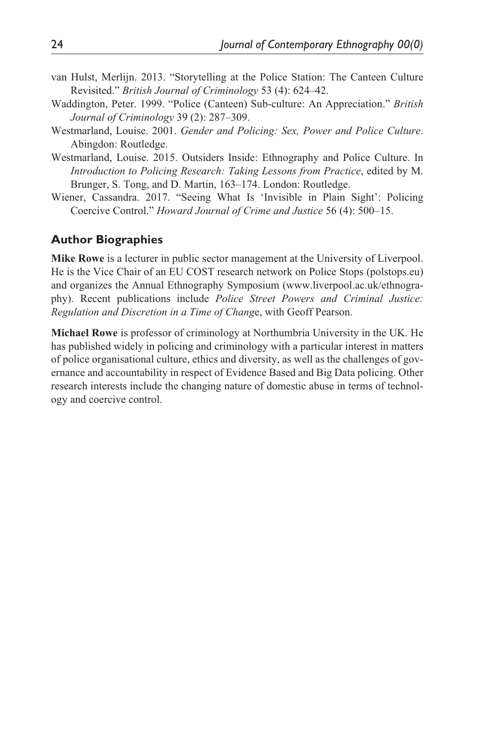van Hulst, Merlijn. 2013. "Storytelling at the Police Station: The Canteen Culture Revisited." *British Journal of Criminology* 53 (4): 624–42.

Waddington, Peter. 1999. "Police (Canteen) Sub-culture: An Appreciation." *British Journal of Criminology* 39 (2): 287–309.

Westmarland, Louise. 2001. *Gender and Policing: Sex, Power and Police Culture*. Abingdon: Routledge.

Westmarland, Louise. 2015. Outsiders Inside: Ethnography and Police Culture. In *Introduction to Policing Research: Taking Lessons from Practice*, edited by M. Brunger, S. Tong, and D. Martin, 163–174. London: Routledge.

Wiener, Cassandra. 2017. "Seeing What Is 'Invisible in Plain Sight': Policing Coercive Control." *Howard Journal of Crime and Justice* 56 (4): 500–15.

## Author Biographies

**Mike Rowe** is a lecturer in public sector management at the University of Liverpool. He is the Vice Chair of an EU COST research network on Police Stops (polstops.eu) and organizes the Annual Ethnography Symposium (www.liverpool.ac.uk/ethnography). Recent publications include *Police Street Powers and Criminal Justice: Regulation and Discretion in a Time of Change*, with Geoff Pearson.

**Michael Rowe** is professor of criminology at Northumbria University in the UK. He has published widely in policing and criminology with a particular interest in matters of police organisational culture, ethics and diversity, as well as the challenges of governance and accountability in respect of Evidence Based and Big Data policing. Other research interests include the changing nature of domestic abuse in terms of technology and coercive control.